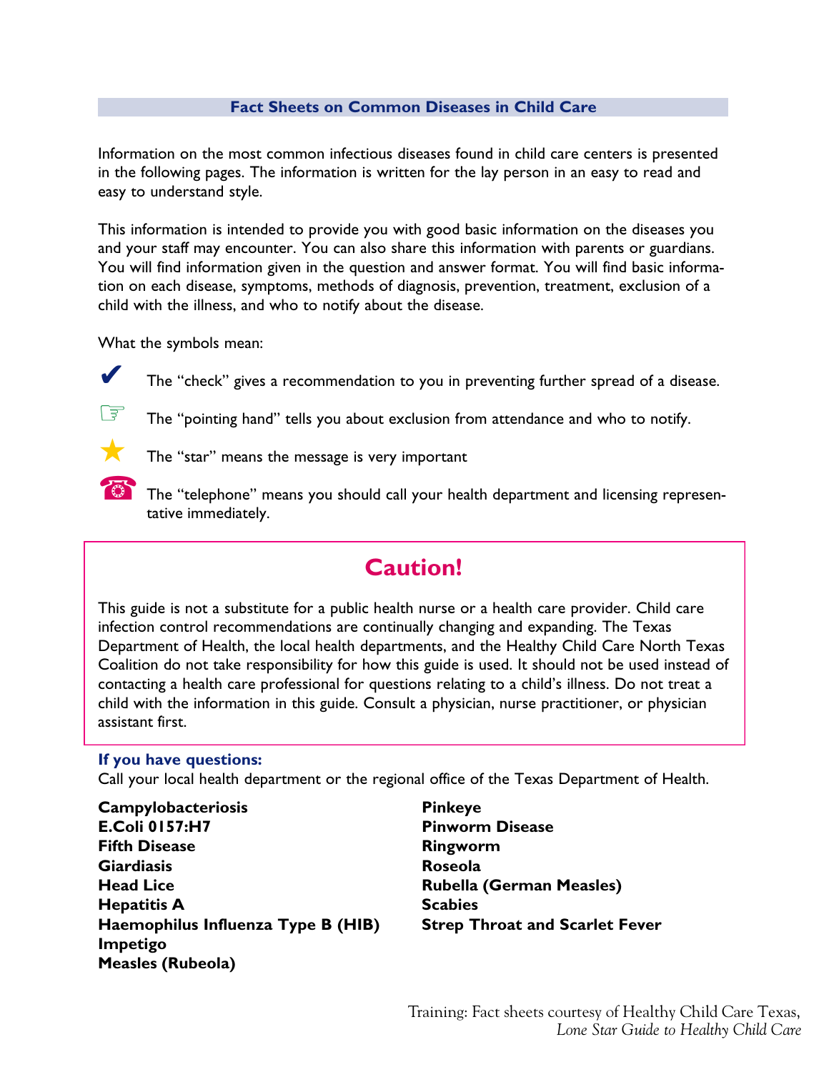## Fact Sheets on Common Diseases in Child Care

Information on the most common infectious diseases found in child care centers is presented in the following pages. The information is written for the lay person in an easy to read and easy to understand style.

This information is intended to provide you with good basic information on the diseases you and your staff may encounter. You can also share this information with parents or guardians. You will find information given in the question and answer format. You will find basic information on each disease, symptoms, methods of diagnosis, prevention, treatment, exclusion of a child with the illness, and who to notify about the disease.

What the symbols mean:

✔ The "check" gives a recommendation to you in preventing further spread of a disease.

☞ The "pointing hand" tells you about exclusion from attendance and who to notify.

★ The "star" means the message is very important

☎ The "telephone" means you should call your health department and licensing representative immediately.

## Caution!

This guide is not a substitute for a public health nurse or a health care provider. Child care infection control recommendations are continually changing and expanding. The Texas Department of Health, the local health departments, and the Healthy Child Care North Texas Coalition do not take responsibility for how this guide is used. It should not be used instead of contacting a health care professional for questions relating to a child's illness. Do not treat a child with the information in this guide. Consult a physician, nurse practitioner, or physician assistant first.

**If you have questions:**
Call your local health department or the regional office of the Texas Department of Health.

**Campylobacteriosis**
**E.Coli 0157:H7**
**Fifth Disease**
**Giardiasis**
**Head Lice**
**Hepatitis A**
**Haemophilus Influenza Type B (HIB)**
**Impetigo**
**Measles (Rubeola)**
**Pinkeye**
**Pinworm Disease**
**Ringworm**
**Roseola**
**Rubella (German Measles)**
**Scabies**
**Strep Throat and Scarlet Fever**

Training: Fact sheets courtesy of Healthy Child Care Texas, *Lone Star Guide to Healthy Child Care*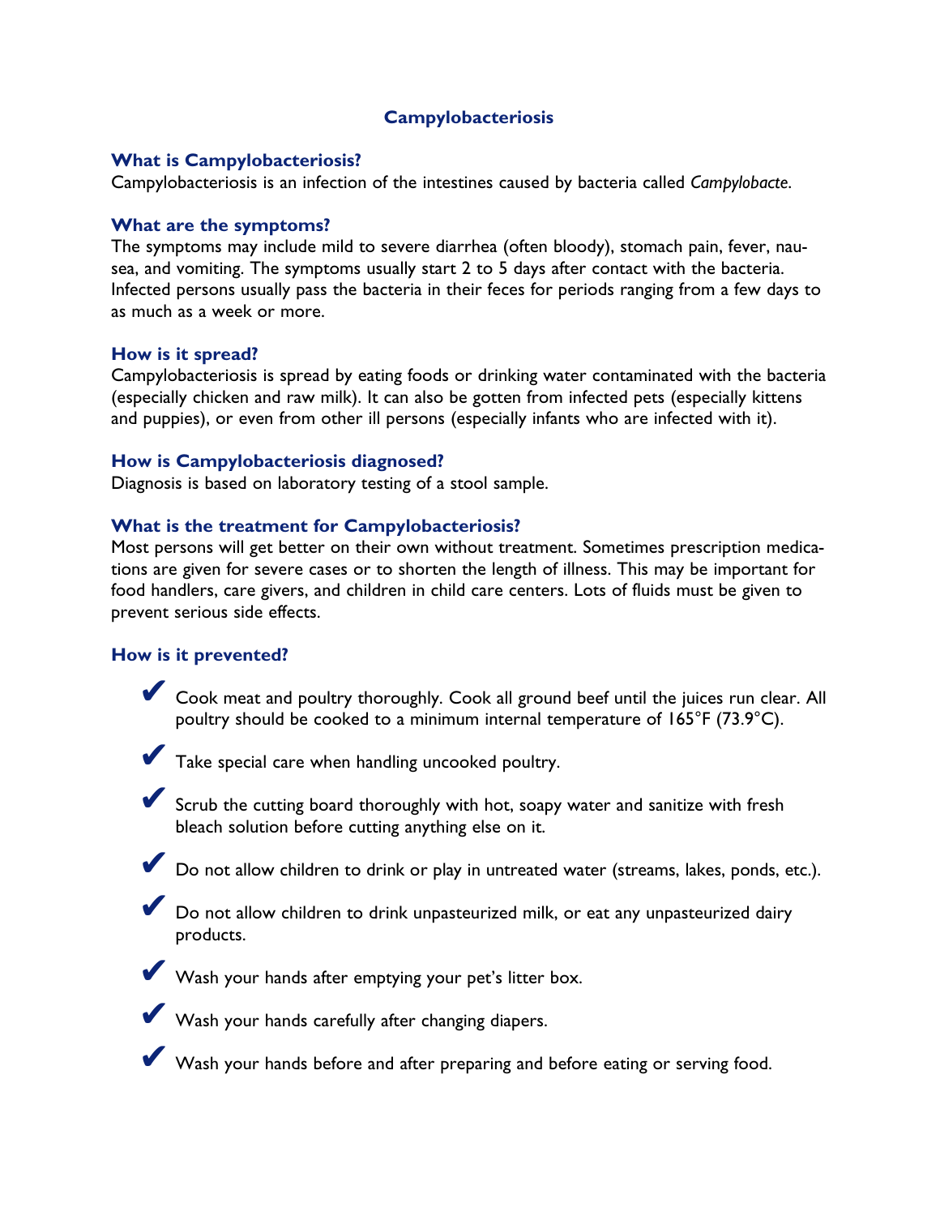# Campylobacteriosis

### What is Campylobacteriosis?

Campylobacteriosis is an infection of the intestines caused by bacteria called *Campylobacte.*

### What are the symptoms?

The symptoms may include mild to severe diarrhea (often bloody), stomach pain, fever, nausea, and vomiting. The symptoms usually start 2 to 5 days after contact with the bacteria. Infected persons usually pass the bacteria in their feces for periods ranging from a few days to as much as a week or more.

### How is it spread?

Campylobacteriosis is spread by eating foods or drinking water contaminated with the bacteria (especially chicken and raw milk). It can also be gotten from infected pets (especially kittens and puppies), or even from other ill persons (especially infants who are infected with it).

### How is Campylobacteriosis diagnosed?

Diagnosis is based on laboratory testing of a stool sample.

### What is the treatment for Campylobacteriosis?

Most persons will get better on their own without treatment. Sometimes prescription medications are given for severe cases or to shorten the length of illness. This may be important for food handlers, care givers, and children in child care centers. Lots of fluids must be given to prevent serious side effects.

### How is it prevented?

- ✔ Cook meat and poultry thoroughly. Cook all ground beef until the juices run clear. All poultry should be cooked to a minimum internal temperature of 165°F (73.9°C).
- ✔ Take special care when handling uncooked poultry.
- ✔ Scrub the cutting board thoroughly with hot, soapy water and sanitize with fresh bleach solution before cutting anything else on it.
- ✔ Do not allow children to drink or play in untreated water (streams, lakes, ponds, etc.).
- ✔ Do not allow children to drink unpasteurized milk, or eat any unpasteurized dairy products.
- ✔ Wash your hands after emptying your pet's litter box.
- ✔ Wash your hands carefully after changing diapers.
- ✔ Wash your hands before and after preparing and before eating or serving food.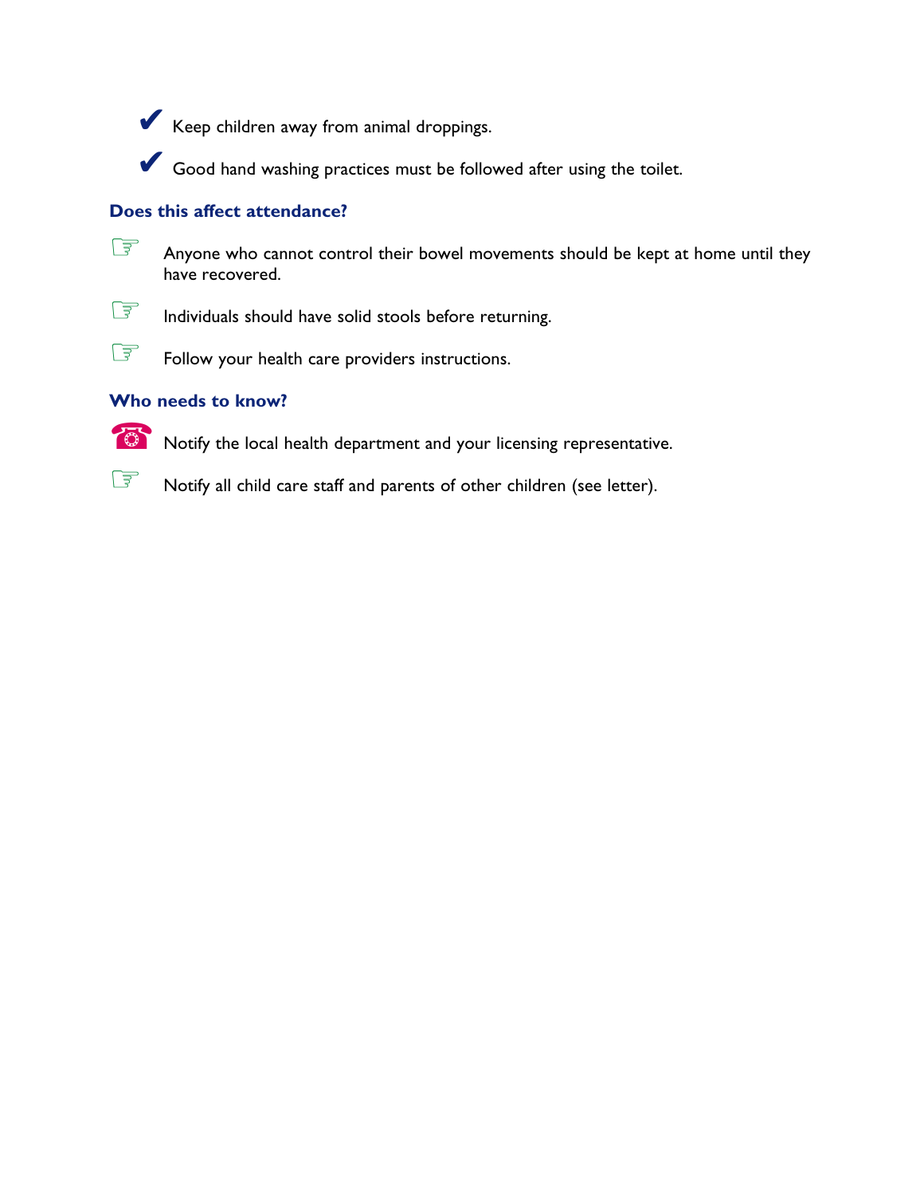- ✔ Keep children away from animal droppings.
- ✔ Good hand washing practices must be followed after using the toilet.

### Does this affect attendance?

- ☞ Anyone who cannot control their bowel movements should be kept at home until they have recovered.
- ☞ Individuals should have solid stools before returning.
- ☞ Follow your health care providers instructions.

### Who needs to know?

- ☎ Notify the local health department and your licensing representative.
- ☞ Notify all child care staff and parents of other children (see letter).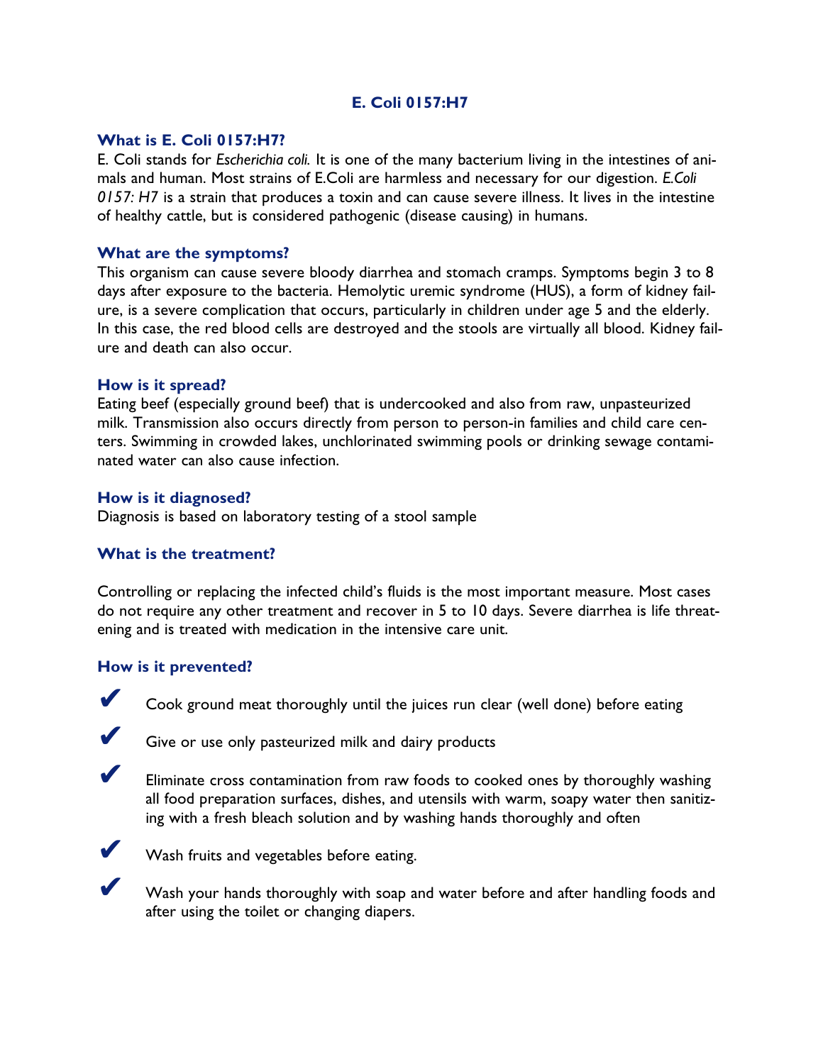# E. Coli 0157:H7

## What is E. Coli 0157:H7?

E. Coli stands for *Escherichia coli.* It is one of the many bacterium living in the intestines of animals and human. Most strains of E.Coli are harmless and necessary for our digestion. *E.Coli 0157: H7* is a strain that produces a toxin and can cause severe illness. It lives in the intestine of healthy cattle, but is considered pathogenic (disease causing) in humans.

## What are the symptoms?

This organism can cause severe bloody diarrhea and stomach cramps. Symptoms begin 3 to 8 days after exposure to the bacteria. Hemolytic uremic syndrome (HUS), a form of kidney failure, is a severe complication that occurs, particularly in children under age 5 and the elderly. In this case, the red blood cells are destroyed and the stools are virtually all blood. Kidney failure and death can also occur.

## How is it spread?

Eating beef (especially ground beef) that is undercooked and also from raw, unpasteurized milk. Transmission also occurs directly from person to person-in families and child care centers. Swimming in crowded lakes, unchlorinated swimming pools or drinking sewage contaminated water can also cause infection.

## How is it diagnosed?

Diagnosis is based on laboratory testing of a stool sample

## What is the treatment?

Controlling or replacing the infected child's fluids is the most important measure. Most cases do not require any other treatment and recover in 5 to 10 days. Severe diarrhea is life threatening and is treated with medication in the intensive care unit.

## How is it prevented?

- ✔ Cook ground meat thoroughly until the juices run clear (well done) before eating
- ✔ Give or use only pasteurized milk and dairy products
- ✔ Eliminate cross contamination from raw foods to cooked ones by thoroughly washing all food preparation surfaces, dishes, and utensils with warm, soapy water then sanitizing with a fresh bleach solution and by washing hands thoroughly and often
- ✔ Wash fruits and vegetables before eating.
- ✔ Wash your hands thoroughly with soap and water before and after handling foods and after using the toilet or changing diapers.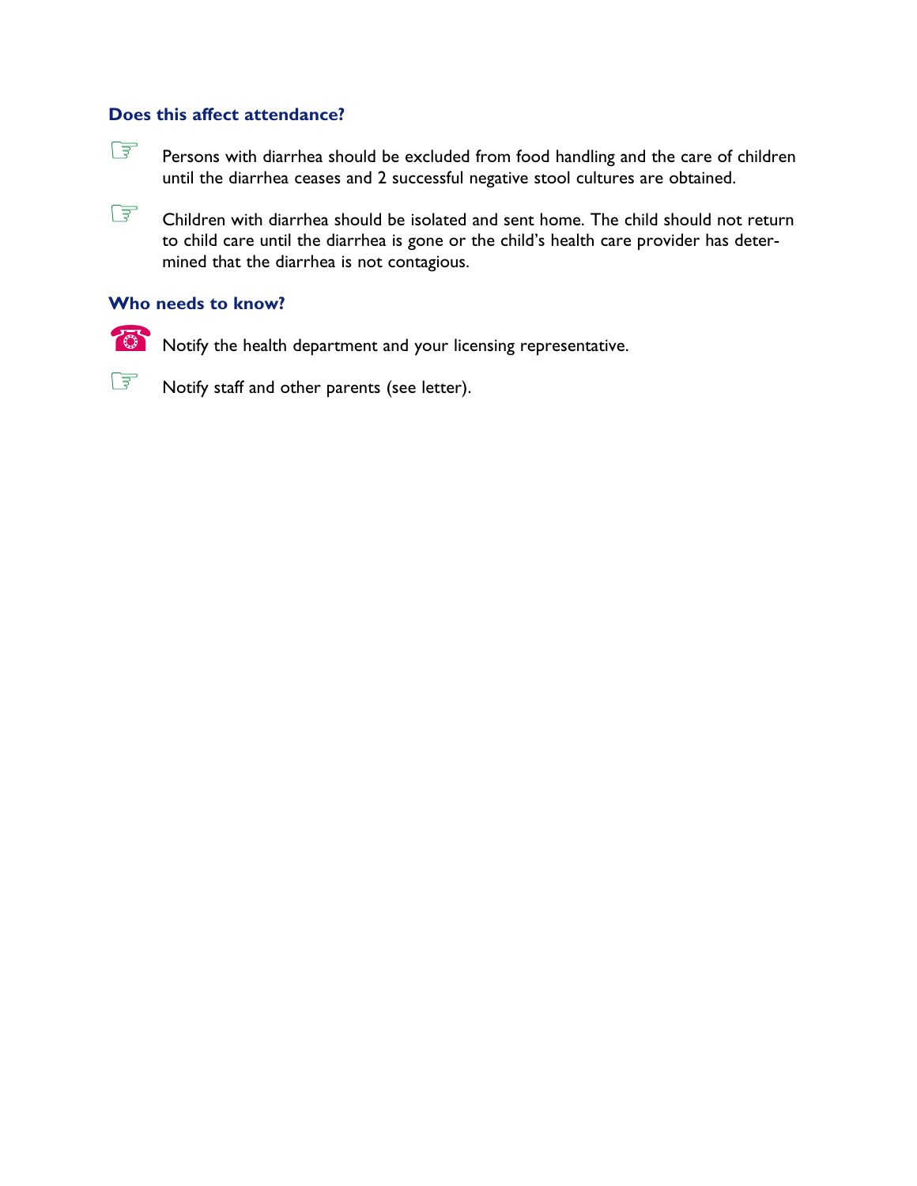### Does this affect attendance?

- Persons with diarrhea should be excluded from food handling and the care of children until the diarrhea ceases and 2 successful negative stool cultures are obtained.

- Children with diarrhea should be isolated and sent home. The child should not return to child care until the diarrhea is gone or the child's health care provider has determined that the diarrhea is not contagious.

### Who needs to know?

- ☎ Notify the health department and your licensing representative.

- Notify staff and other parents (see letter).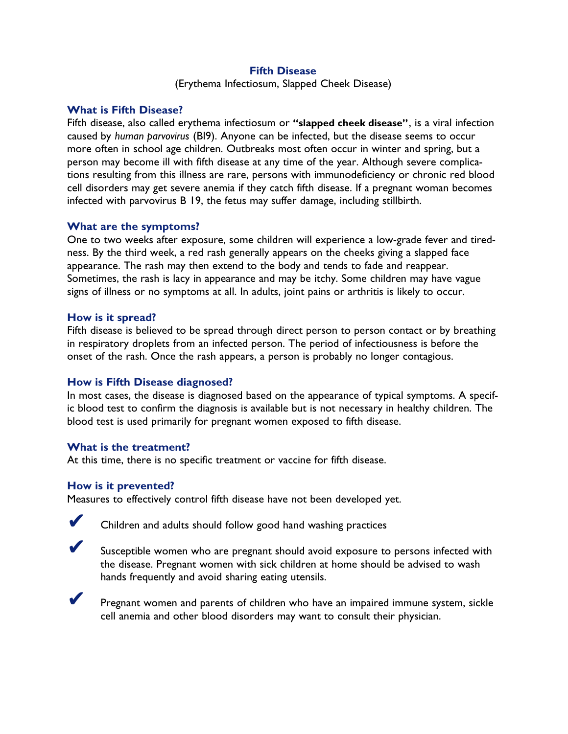# Fifth Disease

(Erythema Infectiosum, Slapped Cheek Disease)

## What is Fifth Disease?

Fifth disease, also called erythema infectiosum or **"slapped cheek disease"**, is a viral infection caused by *human parvovirus* (Bl9). Anyone can be infected, but the disease seems to occur more often in school age children. Outbreaks most often occur in winter and spring, but a person may become ill with fifth disease at any time of the year. Although severe complications resulting from this illness are rare, persons with immunodeficiency or chronic red blood cell disorders may get severe anemia if they catch fifth disease. If a pregnant woman becomes infected with parvovirus B 19, the fetus may suffer damage, including stillbirth.

## What are the symptoms?

One to two weeks after exposure, some children will experience a low-grade fever and tiredness. By the third week, a red rash generally appears on the cheeks giving a slapped face appearance. The rash may then extend to the body and tends to fade and reappear. Sometimes, the rash is lacy in appearance and may be itchy. Some children may have vague signs of illness or no symptoms at all. In adults, joint pains or arthritis is likely to occur.

## How is it spread?

Fifth disease is believed to be spread through direct person to person contact or by breathing in respiratory droplets from an infected person. The period of infectiousness is before the onset of the rash. Once the rash appears, a person is probably no longer contagious.

## How is Fifth Disease diagnosed?

In most cases, the disease is diagnosed based on the appearance of typical symptoms. A specific blood test to confirm the diagnosis is available but is not necessary in healthy children. The blood test is used primarily for pregnant women exposed to fifth disease.

## What is the treatment?

At this time, there is no specific treatment or vaccine for fifth disease.

## How is it prevented?

Measures to effectively control fifth disease have not been developed yet.

- ✔ Children and adults should follow good hand washing practices
- ✔ Susceptible women who are pregnant should avoid exposure to persons infected with the disease. Pregnant women with sick children at home should be advised to wash hands frequently and avoid sharing eating utensils.
- ✔ Pregnant women and parents of children who have an impaired immune system, sickle cell anemia and other blood disorders may want to consult their physician.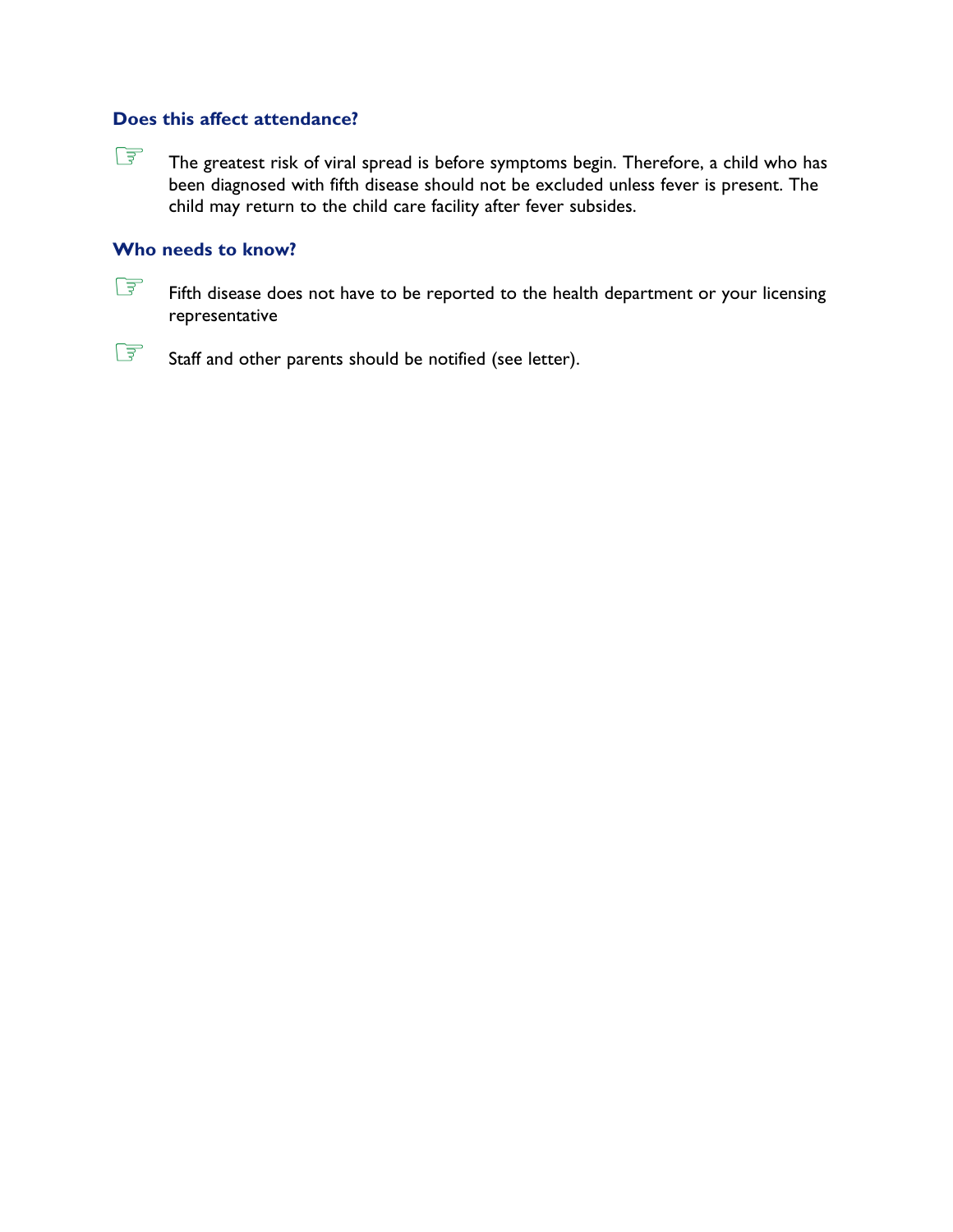### Does this affect attendance?

☞ The greatest risk of viral spread is before symptoms begin. Therefore, a child who has been diagnosed with fifth disease should not be excluded unless fever is present. The child may return to the child care facility after fever subsides.

### Who needs to know?

☞ Fifth disease does not have to be reported to the health department or your licensing representative

☞ Staff and other parents should be notified (see letter).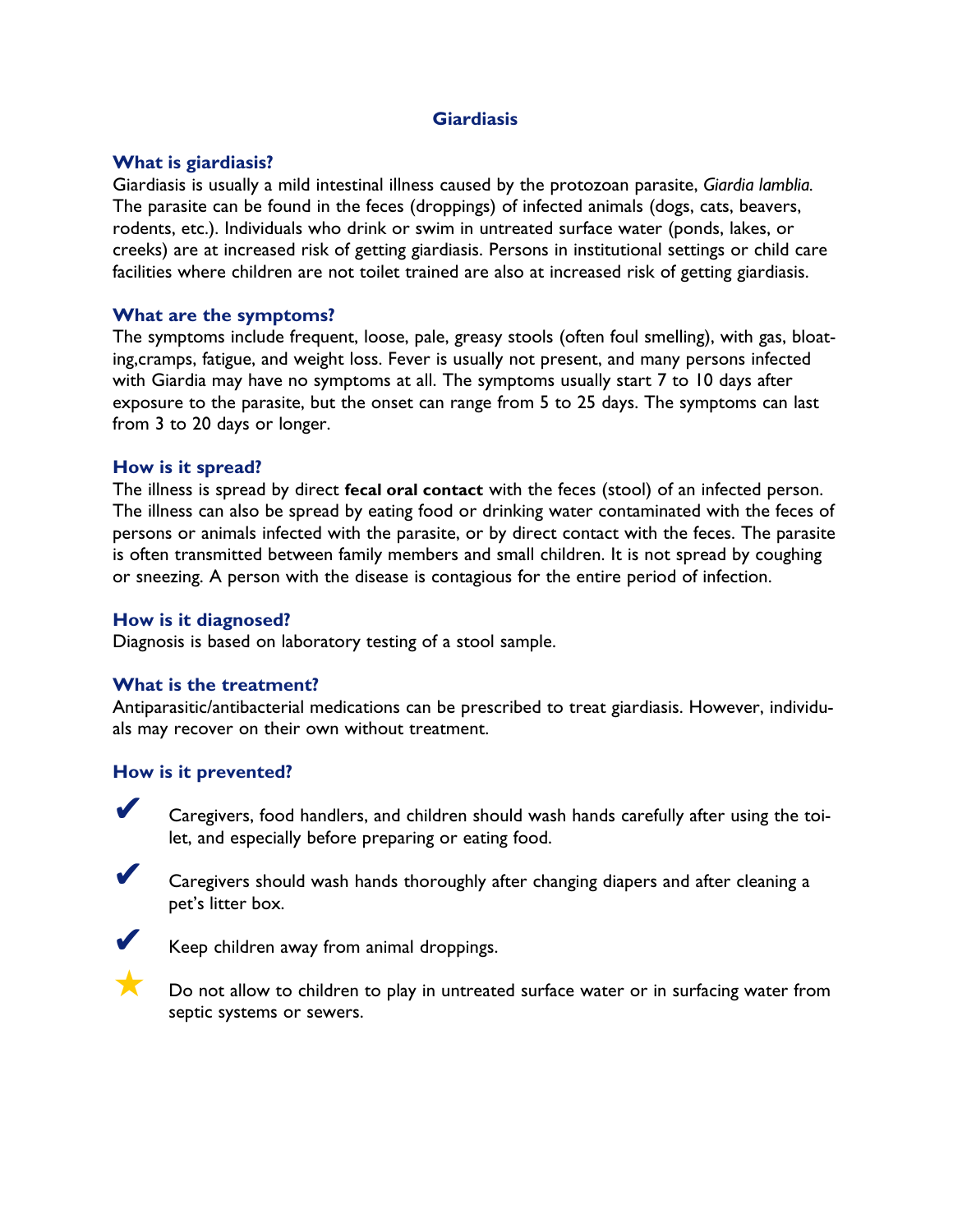# Giardiasis

### What is giardiasis?

Giardiasis is usually a mild intestinal illness caused by the protozoan parasite, *Giardia lamblia.* The parasite can be found in the feces (droppings) of infected animals (dogs, cats, beavers, rodents, etc.). Individuals who drink or swim in untreated surface water (ponds, lakes, or creeks) are at increased risk of getting giardiasis. Persons in institutional settings or child care facilities where children are not toilet trained are also at increased risk of getting giardiasis.

### What are the symptoms?

The symptoms include frequent, loose, pale, greasy stools (often foul smelling), with gas, bloating,cramps, fatigue, and weight loss. Fever is usually not present, and many persons infected with Giardia may have no symptoms at all. The symptoms usually start 7 to 10 days after exposure to the parasite, but the onset can range from 5 to 25 days. The symptoms can last from 3 to 20 days or longer.

### How is it spread?

The illness is spread by direct **fecal oral contact** with the feces (stool) of an infected person. The illness can also be spread by eating food or drinking water contaminated with the feces of persons or animals infected with the parasite, or by direct contact with the feces. The parasite is often transmitted between family members and small children. It is not spread by coughing or sneezing. A person with the disease is contagious for the entire period of infection.

### How is it diagnosed?

Diagnosis is based on laboratory testing of a stool sample.

### What is the treatment?

Antiparasitic/antibacterial medications can be prescribed to treat giardiasis. However, individuals may recover on their own without treatment.

### How is it prevented?

- ✔ Caregivers, food handlers, and children should wash hands carefully after using the toilet, and especially before preparing or eating food.
- ✔ Caregivers should wash hands thoroughly after changing diapers and after cleaning a pet's litter box.
- ✔ Keep children away from animal droppings.
- ★ Do not allow to children to play in untreated surface water or in surfacing water from septic systems or sewers.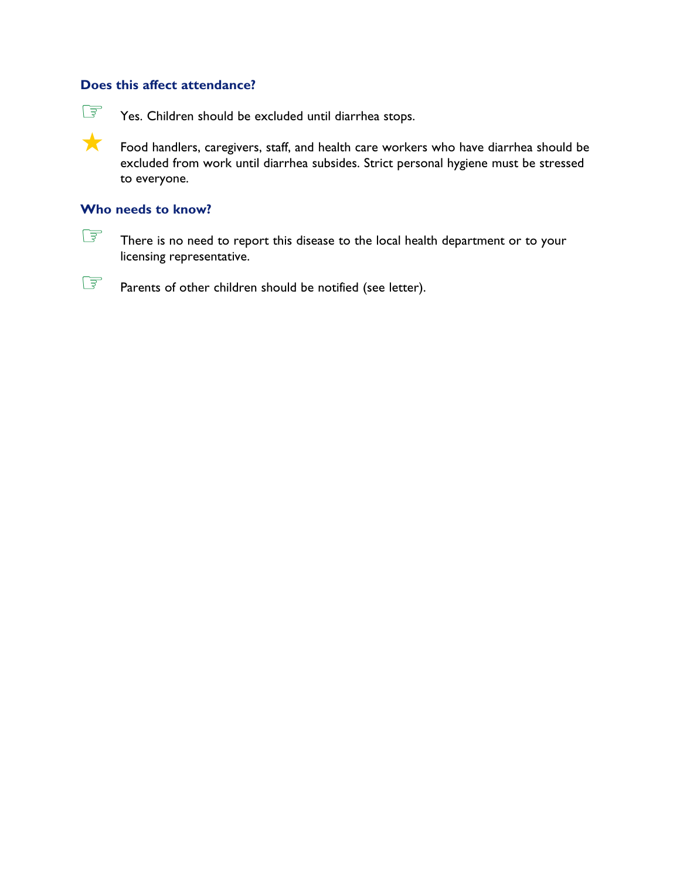### Does this affect attendance?

☞ Yes. Children should be excluded until diarrhea stops.

★ Food handlers, caregivers, staff, and health care workers who have diarrhea should be excluded from work until diarrhea subsides. Strict personal hygiene must be stressed to everyone.

### Who needs to know?

☞ There is no need to report this disease to the local health department or to your licensing representative.

☞ Parents of other children should be notified (see letter).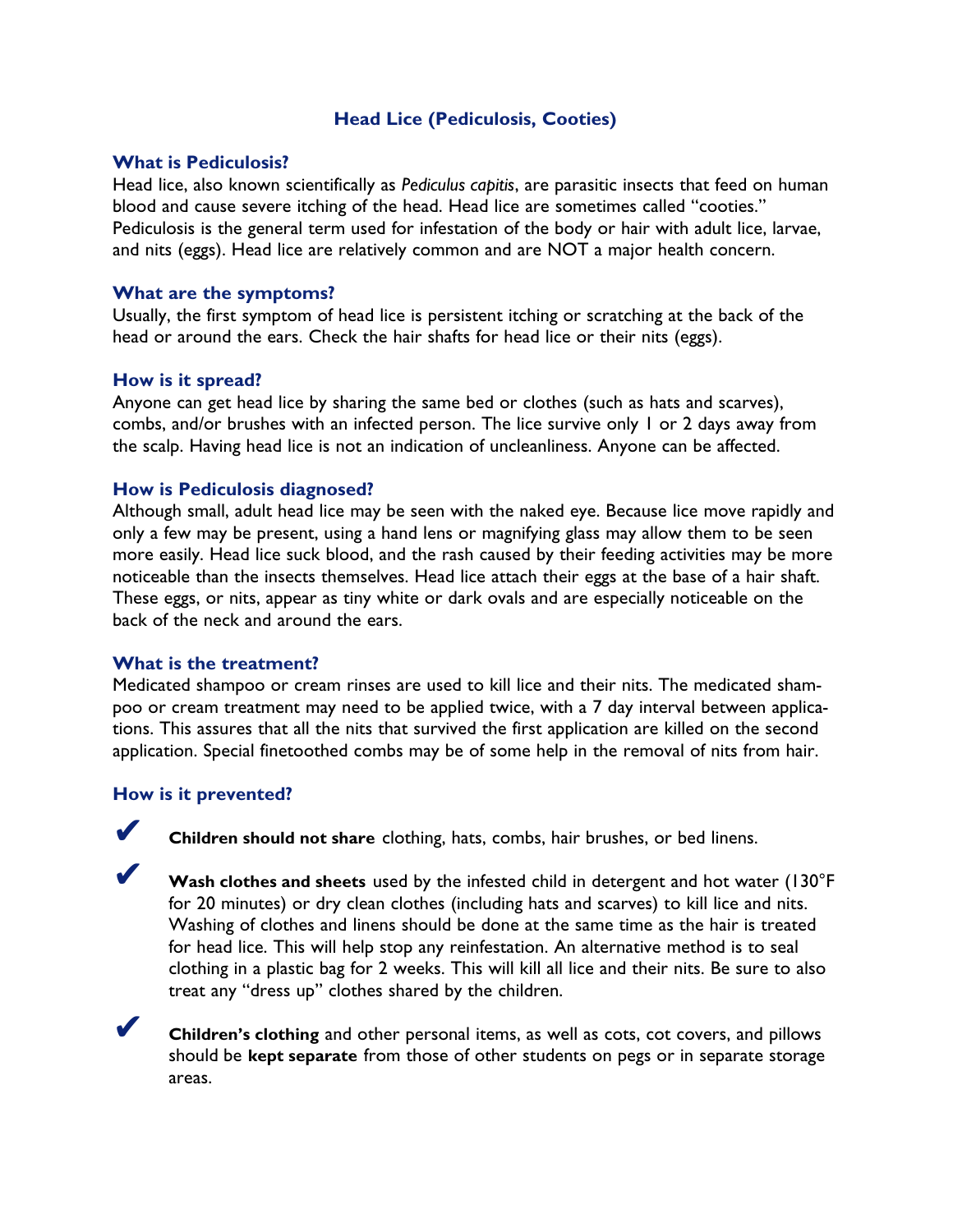## Head Lice (Pediculosis, Cooties)

### What is Pediculosis?

Head lice, also known scientifically as *Pediculus capitis*, are parasitic insects that feed on human blood and cause severe itching of the head. Head lice are sometimes called "cooties." Pediculosis is the general term used for infestation of the body or hair with adult lice, larvae, and nits (eggs). Head lice are relatively common and are NOT a major health concern.

### What are the symptoms?

Usually, the first symptom of head lice is persistent itching or scratching at the back of the head or around the ears. Check the hair shafts for head lice or their nits (eggs).

### How is it spread?

Anyone can get head lice by sharing the same bed or clothes (such as hats and scarves), combs, and/or brushes with an infected person. The lice survive only 1 or 2 days away from the scalp. Having head lice is not an indication of uncleanliness. Anyone can be affected.

### How is Pediculosis diagnosed?

Although small, adult head lice may be seen with the naked eye. Because lice move rapidly and only a few may be present, using a hand lens or magnifying glass may allow them to be seen more easily. Head lice suck blood, and the rash caused by their feeding activities may be more noticeable than the insects themselves. Head lice attach their eggs at the base of a hair shaft. These eggs, or nits, appear as tiny white or dark ovals and are especially noticeable on the back of the neck and around the ears.

### What is the treatment?

Medicated shampoo or cream rinses are used to kill lice and their nits. The medicated shampoo or cream treatment may need to be applied twice, with a 7 day interval between applications. This assures that all the nits that survived the first application are killed on the second application. Special finetoothed combs may be of some help in the removal of nits from hair.

### How is it prevented?

- ✔ **Children should not share** clothing, hats, combs, hair brushes, or bed linens.
- ✔ **Wash clothes and sheets** used by the infested child in detergent and hot water (130°F for 20 minutes) or dry clean clothes (including hats and scarves) to kill lice and nits. Washing of clothes and linens should be done at the same time as the hair is treated for head lice. This will help stop any reinfestation. An alternative method is to seal clothing in a plastic bag for 2 weeks. This will kill all lice and their nits. Be sure to also treat any "dress up" clothes shared by the children.
- ✔ **Children's clothing** and other personal items, as well as cots, cot covers, and pillows should be **kept separate** from those of other students on pegs or in separate storage areas.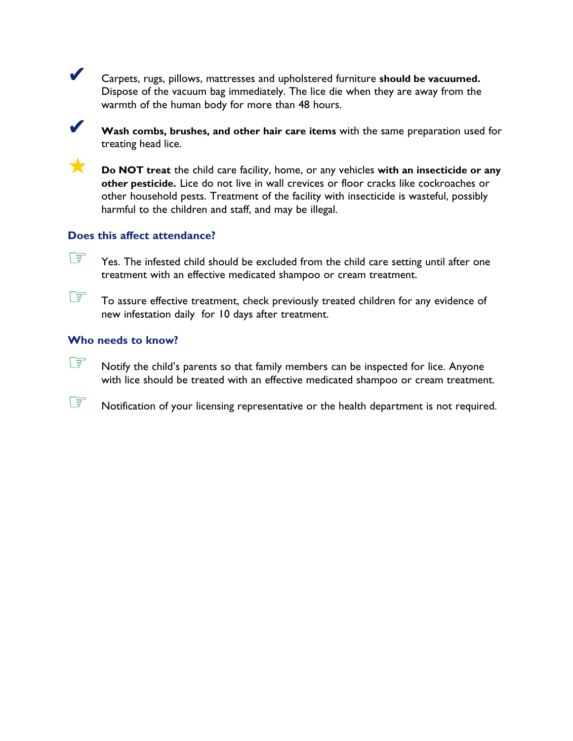- ✔ Carpets, rugs, pillows, mattresses and upholstered furniture **should be vacuumed.** Dispose of the vacuum bag immediately. The lice die when they are away from the warmth of the human body for more than 48 hours.

- ✔ **Wash combs, brushes, and other hair care items** with the same preparation used for treating head lice.

- ★ **Do NOT treat** the child care facility, home, or any vehicles **with an insecticide or any other pesticide.** Lice do not live in wall crevices or floor cracks like cockroaches or other household pests. Treatment of the facility with insecticide is wasteful, possibly harmful to the children and staff, and may be illegal.

### Does this affect attendance?

- ☞ Yes. The infested child should be excluded from the child care setting until after one treatment with an effective medicated shampoo or cream treatment.

- ☞ To assure effective treatment, check previously treated children for any evidence of new infestation daily for 10 days after treatment.

### Who needs to know?

- ☞ Notify the child's parents so that family members can be inspected for lice. Anyone with lice should be treated with an effective medicated shampoo or cream treatment.

- ☞ Notification of your licensing representative or the health department is not required.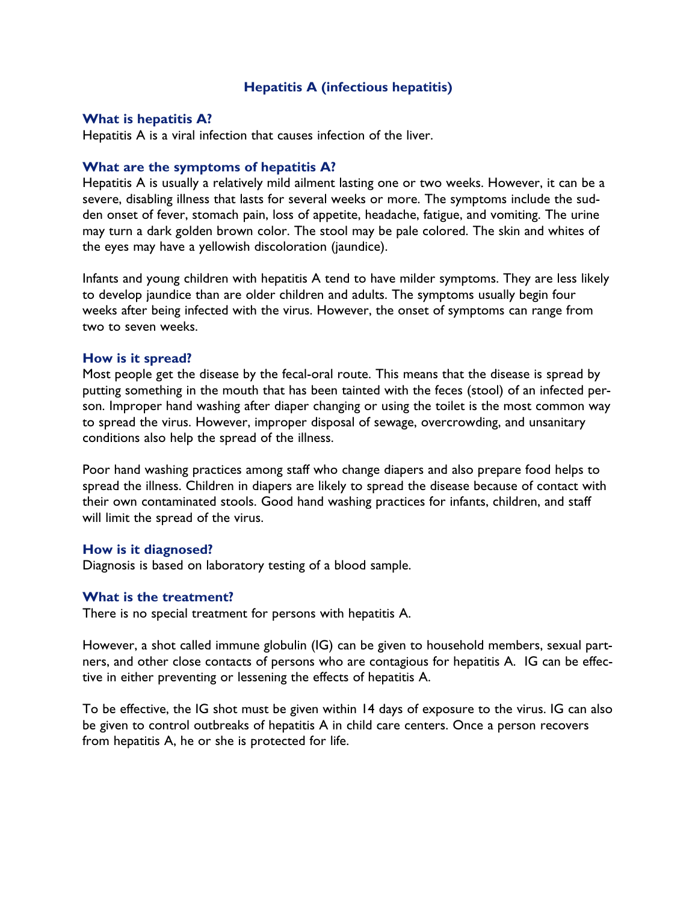# Hepatitis A (infectious hepatitis)

### What is hepatitis A?

Hepatitis A is a viral infection that causes infection of the liver.

### What are the symptoms of hepatitis A?

Hepatitis A is usually a relatively mild ailment lasting one or two weeks. However, it can be a severe, disabling illness that lasts for several weeks or more. The symptoms include the sudden onset of fever, stomach pain, loss of appetite, headache, fatigue, and vomiting. The urine may turn a dark golden brown color. The stool may be pale colored. The skin and whites of the eyes may have a yellowish discoloration (jaundice).

Infants and young children with hepatitis A tend to have milder symptoms. They are less likely to develop jaundice than are older children and adults. The symptoms usually begin four weeks after being infected with the virus. However, the onset of symptoms can range from two to seven weeks.

### How is it spread?

Most people get the disease by the fecal-oral route. This means that the disease is spread by putting something in the mouth that has been tainted with the feces (stool) of an infected person. Improper hand washing after diaper changing or using the toilet is the most common way to spread the virus. However, improper disposal of sewage, overcrowding, and unsanitary conditions also help the spread of the illness.

Poor hand washing practices among staff who change diapers and also prepare food helps to spread the illness. Children in diapers are likely to spread the disease because of contact with their own contaminated stools. Good hand washing practices for infants, children, and staff will limit the spread of the virus.

### How is it diagnosed?

Diagnosis is based on laboratory testing of a blood sample.

### What is the treatment?

There is no special treatment for persons with hepatitis A.

However, a shot called immune globulin (IG) can be given to household members, sexual partners, and other close contacts of persons who are contagious for hepatitis A. IG can be effective in either preventing or lessening the effects of hepatitis A.

To be effective, the IG shot must be given within 14 days of exposure to the virus. IG can also be given to control outbreaks of hepatitis A in child care centers. Once a person recovers from hepatitis A, he or she is protected for life.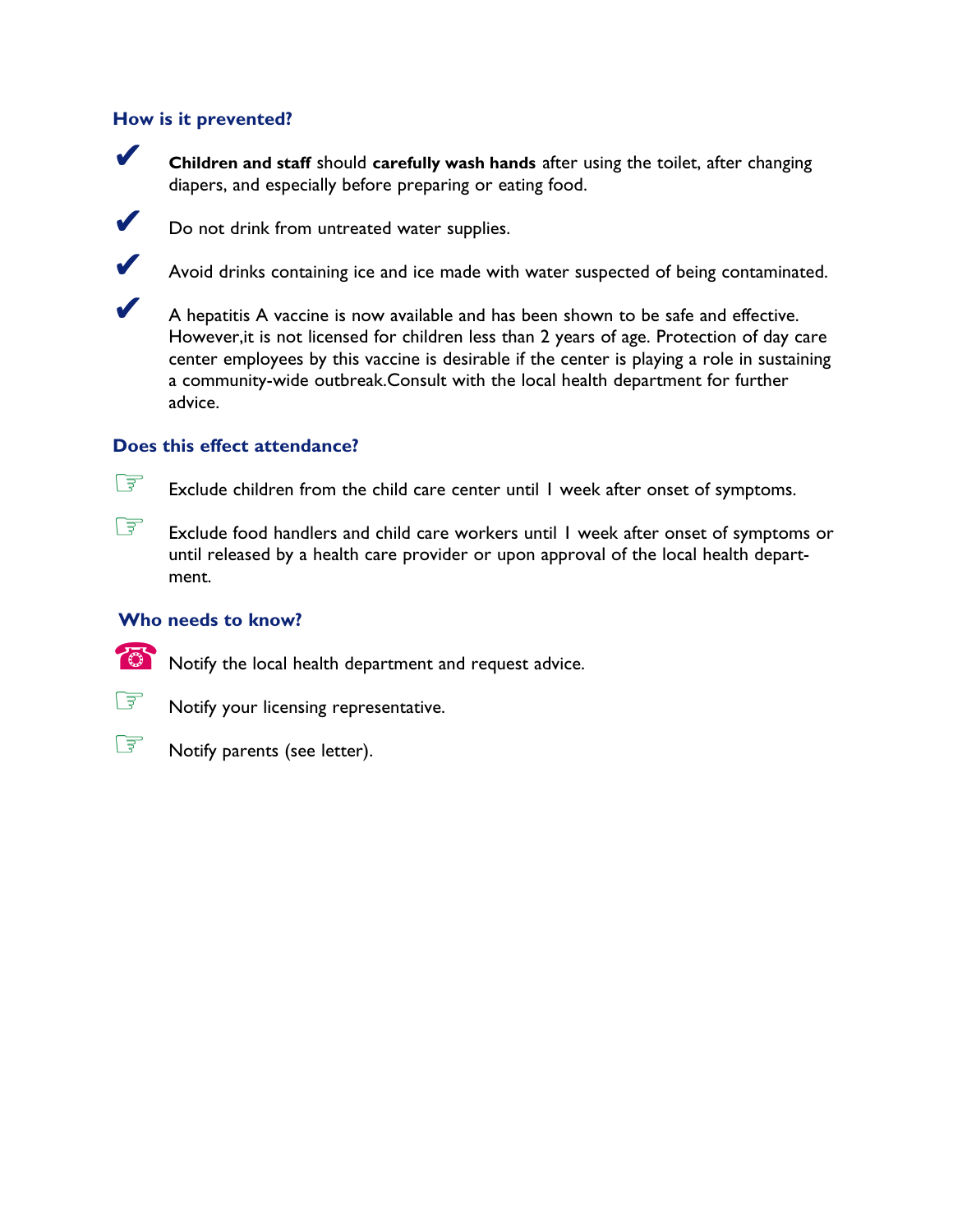### How is it prevented?

- ✔ **Children and staff** should **carefully wash hands** after using the toilet, after changing diapers, and especially before preparing or eating food.
- ✔ Do not drink from untreated water supplies.
- ✔ Avoid drinks containing ice and ice made with water suspected of being contaminated.
- ✔ A hepatitis A vaccine is now available and has been shown to be safe and effective. However,it is not licensed for children less than 2 years of age. Protection of day care center employees by this vaccine is desirable if the center is playing a role in sustaining a community-wide outbreak.Consult with the local health department for further advice.

### Does this effect attendance?

- ☞ Exclude children from the child care center until 1 week after onset of symptoms.
- ☞ Exclude food handlers and child care workers until 1 week after onset of symptoms or until released by a health care provider or upon approval of the local health department.

### Who needs to know?

- ☎ Notify the local health department and request advice.
- ☞ Notify your licensing representative.
- ☞ Notify parents (see letter).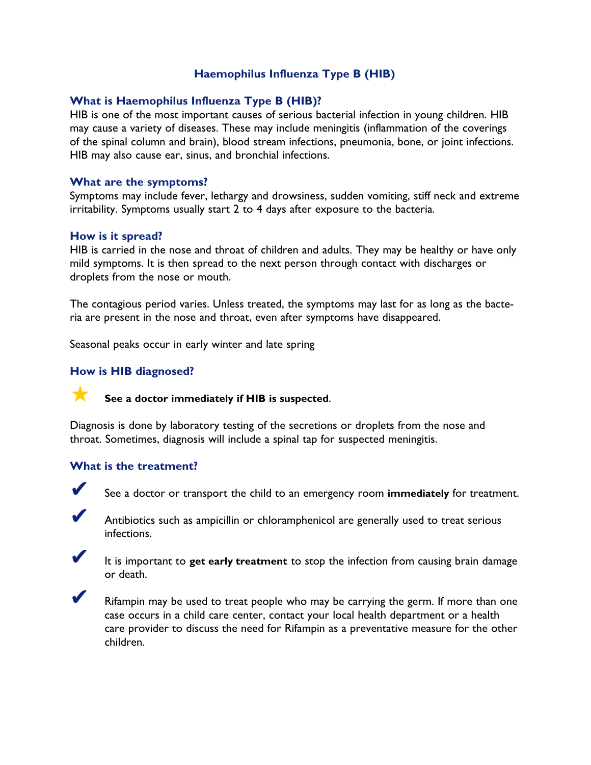# Haemophilus Influenza Type B (HIB)

## What is Haemophilus Influenza Type B (HIB)?

HIB is one of the most important causes of serious bacterial infection in young children. HIB may cause a variety of diseases. These may include meningitis (inflammation of the coverings of the spinal column and brain), blood stream infections, pneumonia, bone, or joint infections. HIB may also cause ear, sinus, and bronchial infections.

## What are the symptoms?

Symptoms may include fever, lethargy and drowsiness, sudden vomiting, stiff neck and extreme irritability. Symptoms usually start 2 to 4 days after exposure to the bacteria.

## How is it spread?

HIB is carried in the nose and throat of children and adults. They may be healthy or have only mild symptoms. It is then spread to the next person through contact with discharges or droplets from the nose or mouth.

The contagious period varies. Unless treated, the symptoms may last for as long as the bacteria are present in the nose and throat, even after symptoms have disappeared.

Seasonal peaks occur in early winter and late spring

## How is HIB diagnosed?

★ **See a doctor immediately if HIB is suspected**.

Diagnosis is done by laboratory testing of the secretions or droplets from the nose and throat. Sometimes, diagnosis will include a spinal tap for suspected meningitis.

## What is the treatment?

- ✔ See a doctor or transport the child to an emergency room **immediately** for treatment.
- ✔ Antibiotics such as ampicillin or chloramphenicol are generally used to treat serious infections.
- ✔ It is important to **get early treatment** to stop the infection from causing brain damage or death.
- ✔ Rifampin may be used to treat people who may be carrying the germ. If more than one case occurs in a child care center, contact your local health department or a health care provider to discuss the need for Rifampin as a preventative measure for the other children.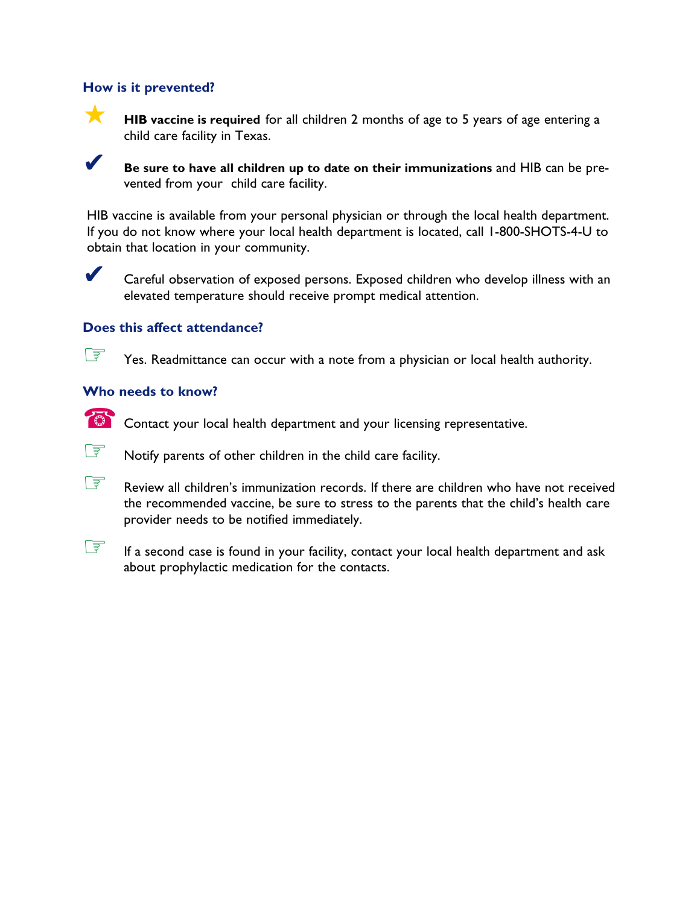### How is it prevented?

- **HIB vaccine is required** for all children 2 months of age to 5 years of age entering a child care facility in Texas.

- **Be sure to have all children up to date on their immunizations** and HIB can be prevented from your child care facility.

HIB vaccine is available from your personal physician or through the local health department. If you do not know where your local health department is located, call 1-800-SHOTS-4-U to obtain that location in your community.

- Careful observation of exposed persons. Exposed children who develop illness with an elevated temperature should receive prompt medical attention.

### Does this affect attendance?

- Yes. Readmittance can occur with a note from a physician or local health authority.

### Who needs to know?

- Contact your local health department and your licensing representative.

- Notify parents of other children in the child care facility.

- Review all children's immunization records. If there are children who have not received the recommended vaccine, be sure to stress to the parents that the child's health care provider needs to be notified immediately.

- If a second case is found in your facility, contact your local health department and ask about prophylactic medication for the contacts.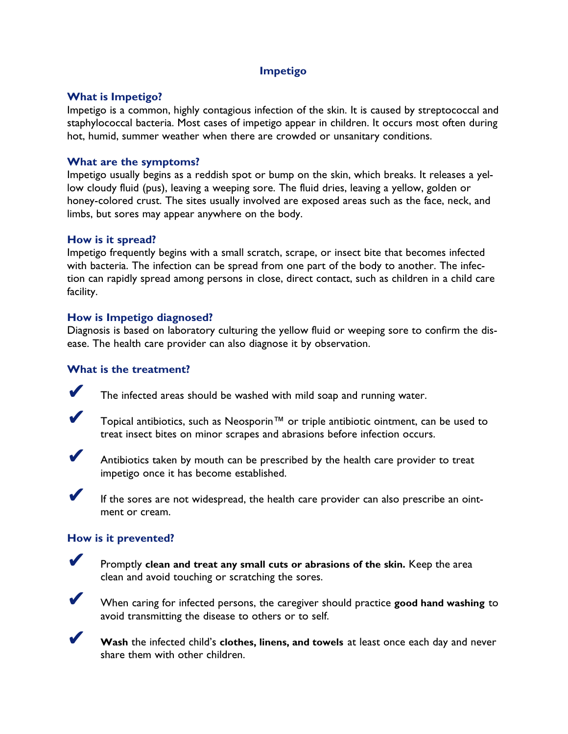# Impetigo

## What is Impetigo?

Impetigo is a common, highly contagious infection of the skin. It is caused by streptococcal and staphylococcal bacteria. Most cases of impetigo appear in children. It occurs most often during hot, humid, summer weather when there are crowded or unsanitary conditions.

## What are the symptoms?

Impetigo usually begins as a reddish spot or bump on the skin, which breaks. It releases a yellow cloudy fluid (pus), leaving a weeping sore. The fluid dries, leaving a yellow, golden or honey-colored crust. The sites usually involved are exposed areas such as the face, neck, and limbs, but sores may appear anywhere on the body.

## How is it spread?

Impetigo frequently begins with a small scratch, scrape, or insect bite that becomes infected with bacteria. The infection can be spread from one part of the body to another. The infection can rapidly spread among persons in close, direct contact, such as children in a child care facility.

## How is Impetigo diagnosed?

Diagnosis is based on laboratory culturing the yellow fluid or weeping sore to confirm the disease. The health care provider can also diagnose it by observation.

## What is the treatment?

- ✔ The infected areas should be washed with mild soap and running water.
- ✔ Topical antibiotics, such as Neosporin™ or triple antibiotic ointment, can be used to treat insect bites on minor scrapes and abrasions before infection occurs.
- ✔ Antibiotics taken by mouth can be prescribed by the health care provider to treat impetigo once it has become established.
- ✔ If the sores are not widespread, the health care provider can also prescribe an ointment or cream.

## How is it prevented?

- ✔ Promptly **clean and treat any small cuts or abrasions of the skin.** Keep the area clean and avoid touching or scratching the sores.
- ✔ When caring for infected persons, the caregiver should practice **good hand washing** to avoid transmitting the disease to others or to self.
- ✔ **Wash** the infected child's **clothes, linens, and towels** at least once each day and never share them with other children.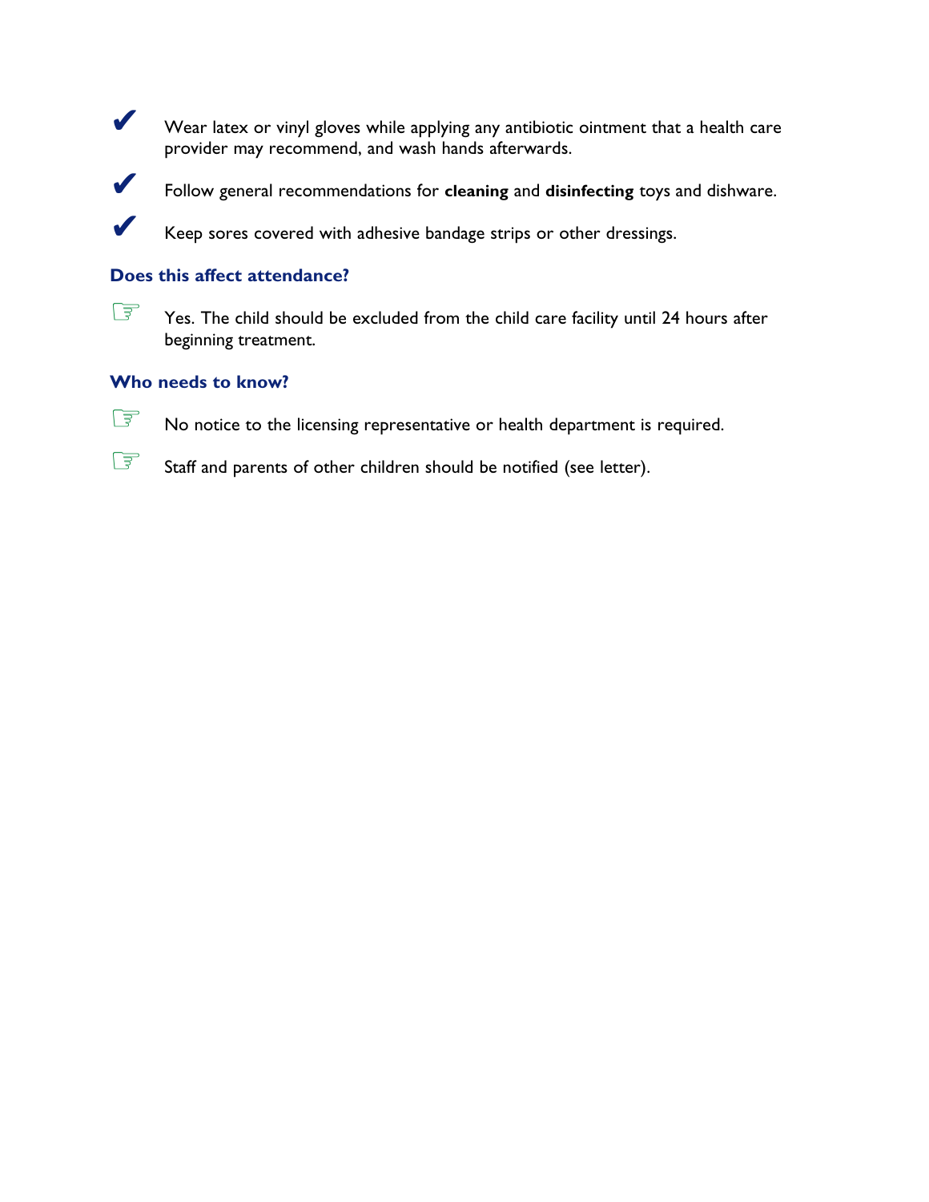- ✔ Wear latex or vinyl gloves while applying any antibiotic ointment that a health care provider may recommend, and wash hands afterwards.
- ✔ Follow general recommendations for **cleaning** and **disinfecting** toys and dishware.
- ✔ Keep sores covered with adhesive bandage strips or other dressings.

### Does this affect attendance?

☞ Yes. The child should be excluded from the child care facility until 24 hours after beginning treatment.

### Who needs to know?

☞ No notice to the licensing representative or health department is required.

☞ Staff and parents of other children should be notified (see letter).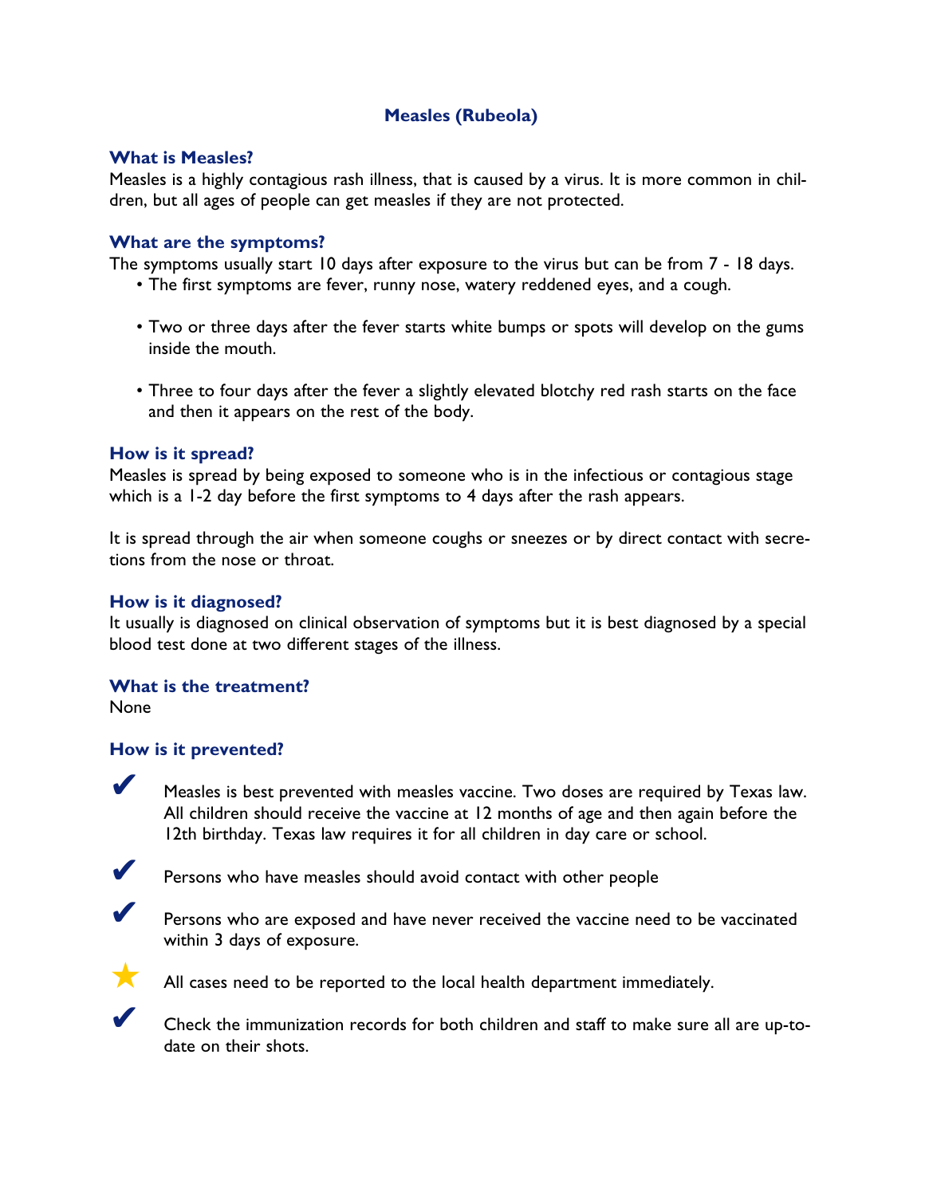# Measles (Rubeola)

## What is Measles?

Measles is a highly contagious rash illness, that is caused by a virus. It is more common in children, but all ages of people can get measles if they are not protected.

## What are the symptoms?

The symptoms usually start 10 days after exposure to the virus but can be from 7 - 18 days.

- The first symptoms are fever, runny nose, watery reddened eyes, and a cough.
- Two or three days after the fever starts white bumps or spots will develop on the gums inside the mouth.
- Three to four days after the fever a slightly elevated blotchy red rash starts on the face and then it appears on the rest of the body.

## How is it spread?

Measles is spread by being exposed to someone who is in the infectious or contagious stage which is a 1-2 day before the first symptoms to 4 days after the rash appears.

It is spread through the air when someone coughs or sneezes or by direct contact with secretions from the nose or throat.

## How is it diagnosed?

It usually is diagnosed on clinical observation of symptoms but it is best diagnosed by a special blood test done at two different stages of the illness.

## What is the treatment?

None

## How is it prevented?

- ✔ Measles is best prevented with measles vaccine. Two doses are required by Texas law. All children should receive the vaccine at 12 months of age and then again before the 12th birthday. Texas law requires it for all children in day care or school.
- ✔ Persons who have measles should avoid contact with other people
- ✔ Persons who are exposed and have never received the vaccine need to be vaccinated within 3 days of exposure.
- ★ All cases need to be reported to the local health department immediately.
- ✔ Check the immunization records for both children and staff to make sure all are up-to-date on their shots.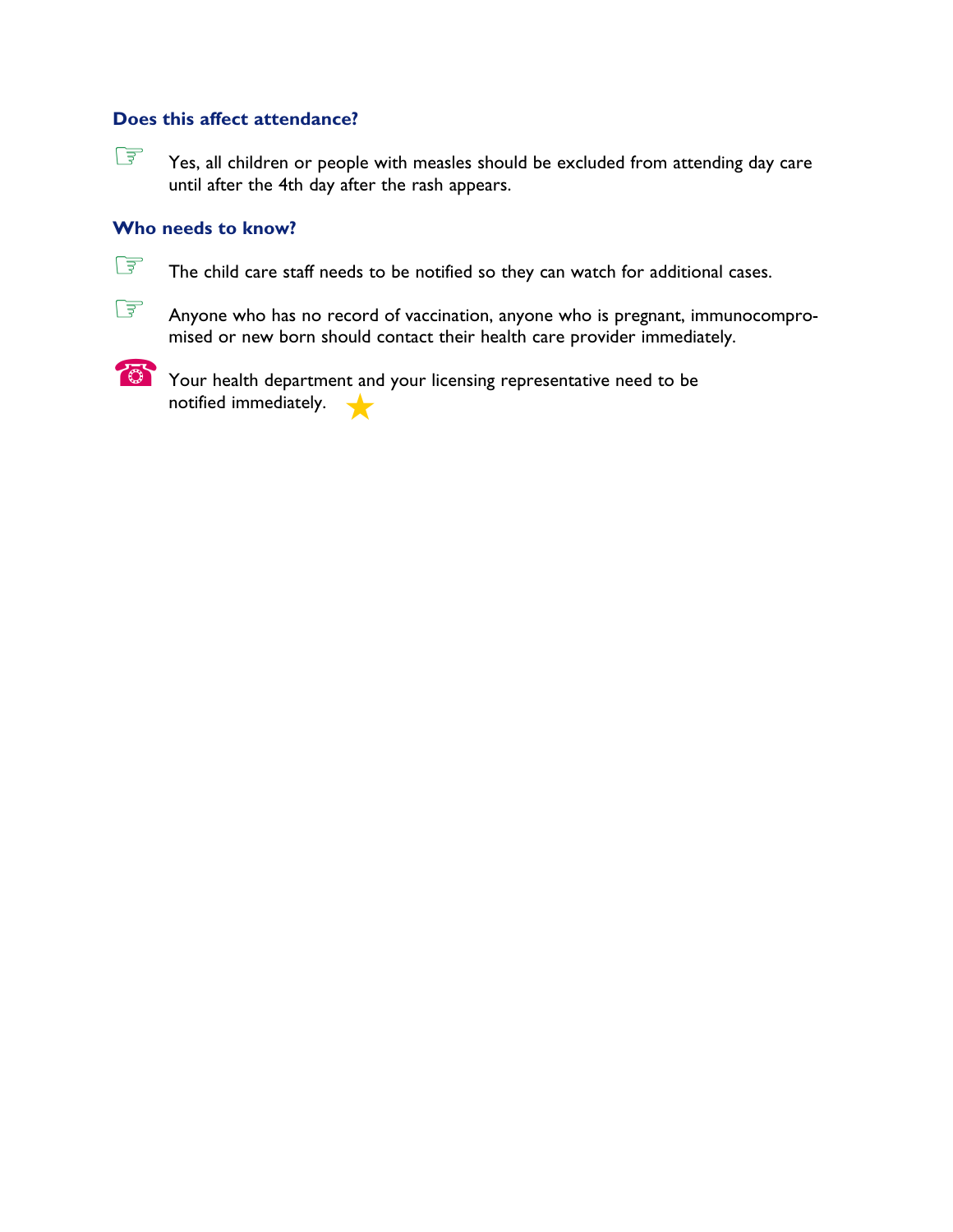### Does this affect attendance?

☞ Yes, all children or people with measles should be excluded from attending day care until after the 4th day after the rash appears.

### Who needs to know?

☞ The child care staff needs to be notified so they can watch for additional cases.

☞ Anyone who has no record of vaccination, anyone who is pregnant, immunocompromised or new born should contact their health care provider immediately.

☎ Your health department and your licensing representative need to be notified immediately. ★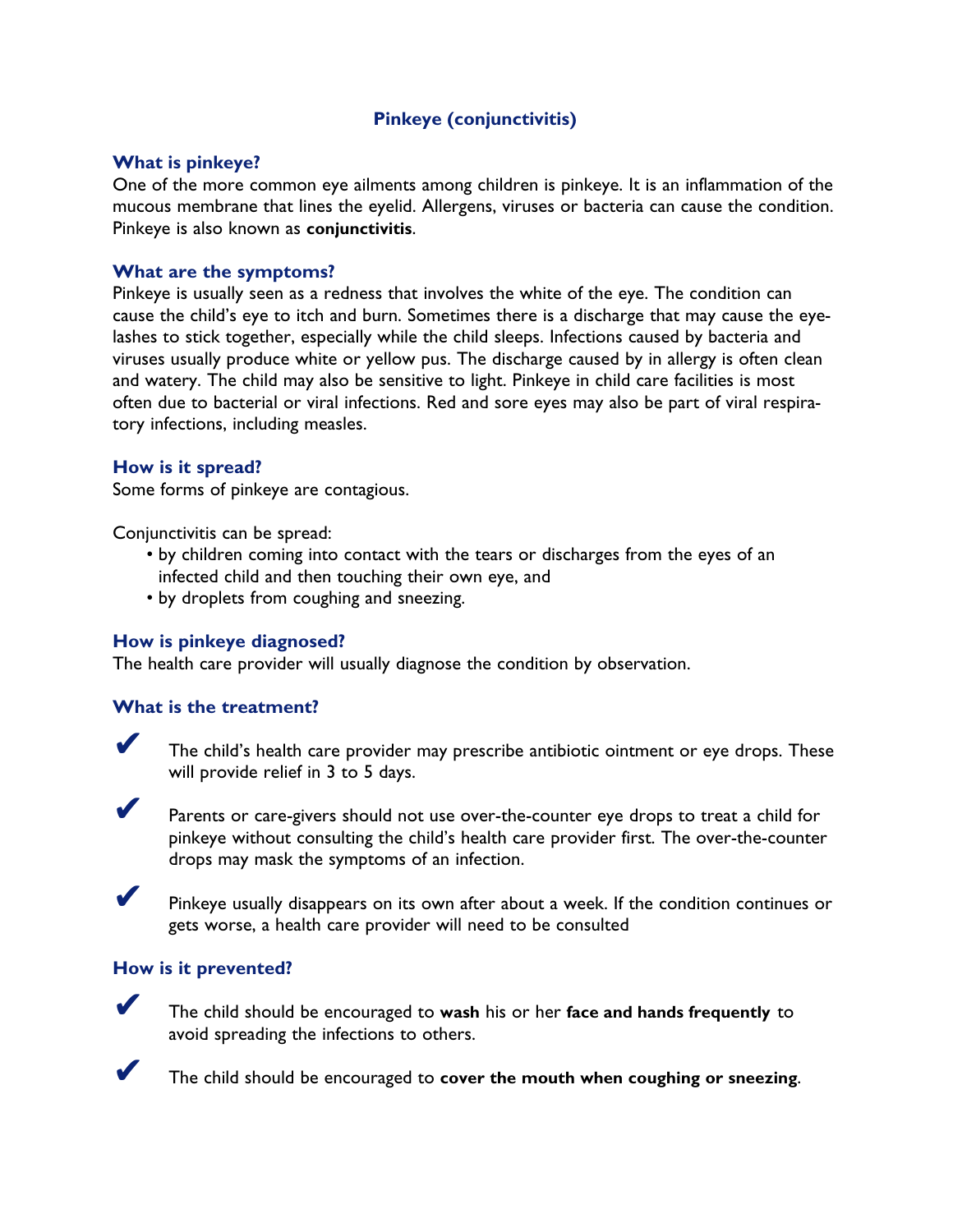# Pinkeye (conjunctivitis)

## What is pinkeye?

One of the more common eye ailments among children is pinkeye. It is an inflammation of the mucous membrane that lines the eyelid. Allergens, viruses or bacteria can cause the condition. Pinkeye is also known as **conjunctivitis**.

## What are the symptoms?

Pinkeye is usually seen as a redness that involves the white of the eye. The condition can cause the child's eye to itch and burn. Sometimes there is a discharge that may cause the eyelashes to stick together, especially while the child sleeps. Infections caused by bacteria and viruses usually produce white or yellow pus. The discharge caused by in allergy is often clean and watery. The child may also be sensitive to light. Pinkeye in child care facilities is most often due to bacterial or viral infections. Red and sore eyes may also be part of viral respiratory infections, including measles.

## How is it spread?

Some forms of pinkeye are contagious.

Conjunctivitis can be spread:

- by children coming into contact with the tears or discharges from the eyes of an infected child and then touching their own eye, and
- by droplets from coughing and sneezing.

## How is pinkeye diagnosed?

The health care provider will usually diagnose the condition by observation.

## What is the treatment?

- ✔ The child's health care provider may prescribe antibiotic ointment or eye drops. These will provide relief in 3 to 5 days.
- ✔ Parents or care-givers should not use over-the-counter eye drops to treat a child for pinkeye without consulting the child's health care provider first. The over-the-counter drops may mask the symptoms of an infection.
- ✔ Pinkeye usually disappears on its own after about a week. If the condition continues or gets worse, a health care provider will need to be consulted

## How is it prevented?

- ✔ The child should be encouraged to **wash** his or her **face and hands frequently** to avoid spreading the infections to others.
- ✔ The child should be encouraged to **cover the mouth when coughing or sneezing**.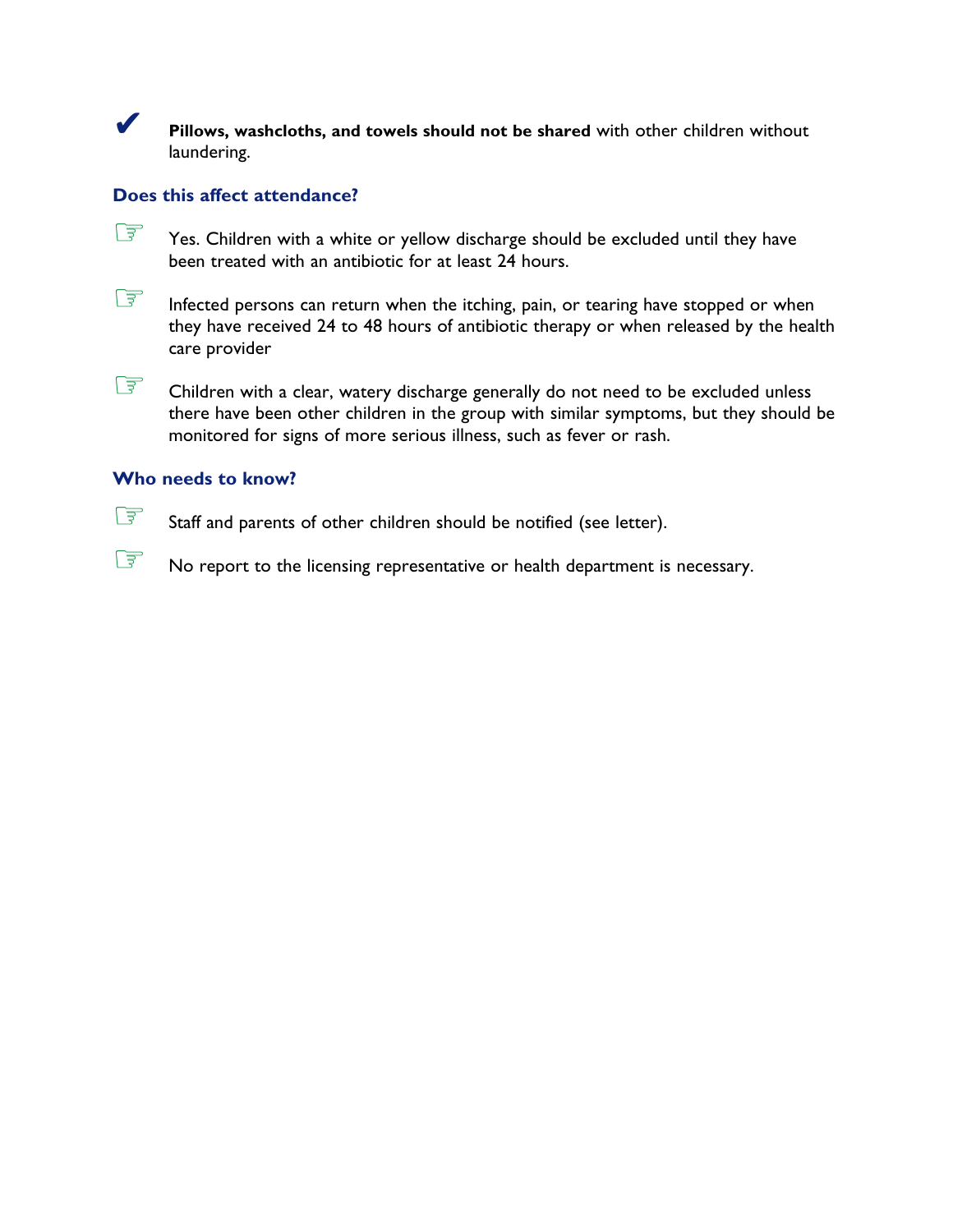- ✔ **Pillows, washcloths, and towels should not be shared** with other children without laundering.

### Does this affect attendance?

- ☞ Yes. Children with a white or yellow discharge should be excluded until they have been treated with an antibiotic for at least 24 hours.
- ☞ Infected persons can return when the itching, pain, or tearing have stopped or when they have received 24 to 48 hours of antibiotic therapy or when released by the health care provider
- ☞ Children with a clear, watery discharge generally do not need to be excluded unless there have been other children in the group with similar symptoms, but they should be monitored for signs of more serious illness, such as fever or rash.

### Who needs to know?

- ☞ Staff and parents of other children should be notified (see letter).
- ☞ No report to the licensing representative or health department is necessary.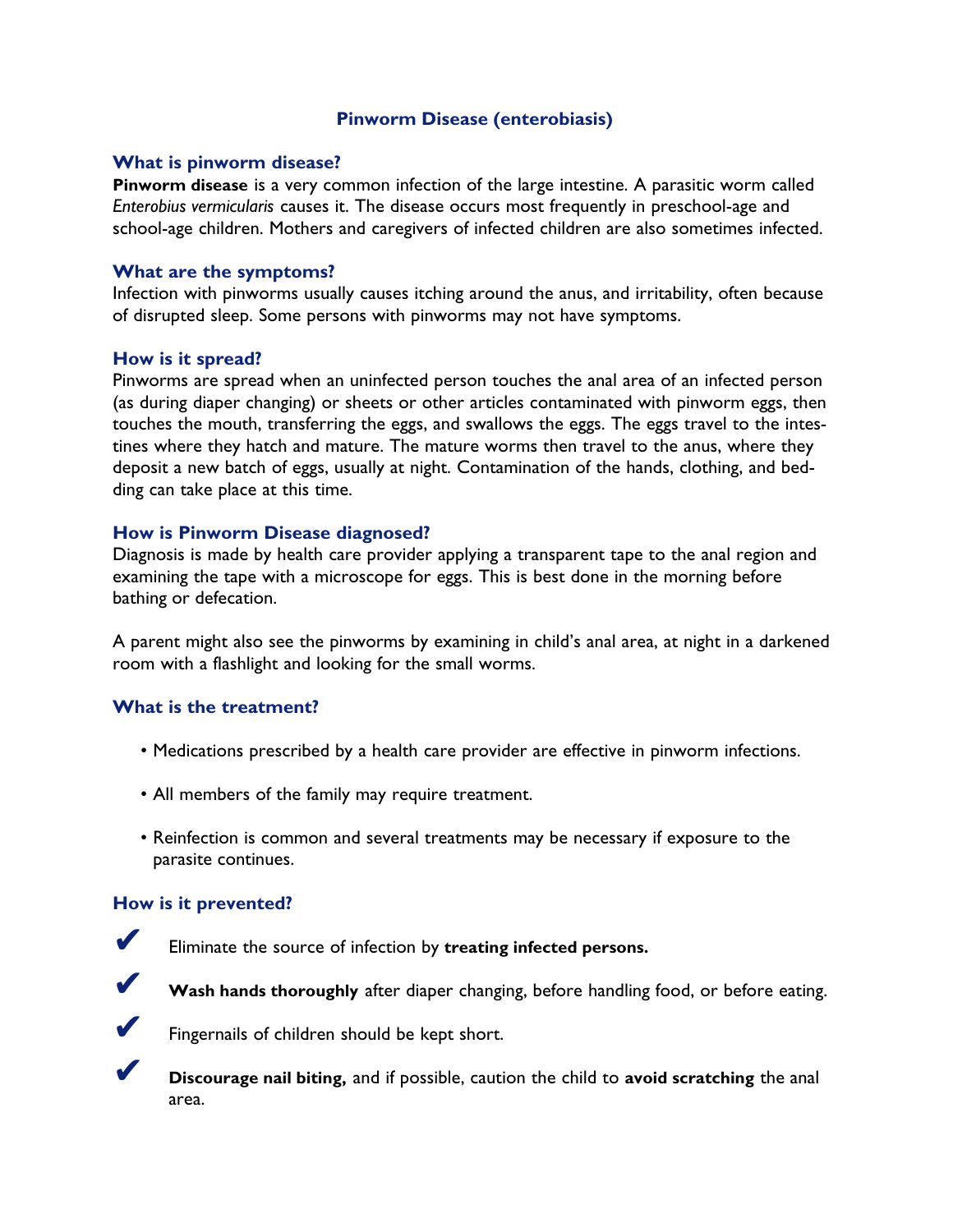# Pinworm Disease (enterobiasis)

## What is pinworm disease?

**Pinworm disease** is a very common infection of the large intestine. A parasitic worm called *Enterobius vermicularis* causes it. The disease occurs most frequently in preschool-age and school-age children. Mothers and caregivers of infected children are also sometimes infected.

## What are the symptoms?

Infection with pinworms usually causes itching around the anus, and irritability, often because of disrupted sleep. Some persons with pinworms may not have symptoms.

## How is it spread?

Pinworms are spread when an uninfected person touches the anal area of an infected person (as during diaper changing) or sheets or other articles contaminated with pinworm eggs, then touches the mouth, transferring the eggs, and swallows the eggs. The eggs travel to the intestines where they hatch and mature. The mature worms then travel to the anus, where they deposit a new batch of eggs, usually at night. Contamination of the hands, clothing, and bedding can take place at this time.

## How is Pinworm Disease diagnosed?

Diagnosis is made by health care provider applying a transparent tape to the anal region and examining the tape with a microscope for eggs. This is best done in the morning before bathing or defecation.

A parent might also see the pinworms by examining in child's anal area, at night in a darkened room with a flashlight and looking for the small worms.

## What is the treatment?

- Medications prescribed by a health care provider are effective in pinworm infections.
- All members of the family may require treatment.
- Reinfection is common and several treatments may be necessary if exposure to the parasite continues.

## How is it prevented?

- ✔ Eliminate the source of infection by **treating infected persons.**
- ✔ **Wash hands thoroughly** after diaper changing, before handling food, or before eating.
- ✔ Fingernails of children should be kept short.
- ✔ **Discourage nail biting,** and if possible, caution the child to **avoid scratching** the anal area.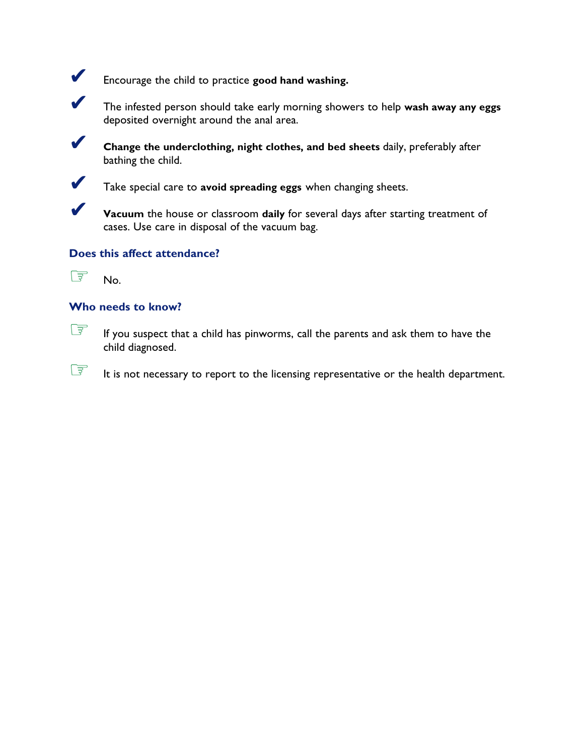- ✔ Encourage the child to practice **good hand washing.**
- ✔ The infested person should take early morning showers to help **wash away any eggs** deposited overnight around the anal area.
- ✔ **Change the underclothing, night clothes, and bed sheets** daily, preferably after bathing the child.
- ✔ Take special care to **avoid spreading eggs** when changing sheets.
- ✔ **Vacuum** the house or classroom **daily** for several days after starting treatment of cases. Use care in disposal of the vacuum bag.

### Does this affect attendance?

- ☞ No.

### Who needs to know?

- ☞ If you suspect that a child has pinworms, call the parents and ask them to have the child diagnosed.
- ☞ It is not necessary to report to the licensing representative or the health department.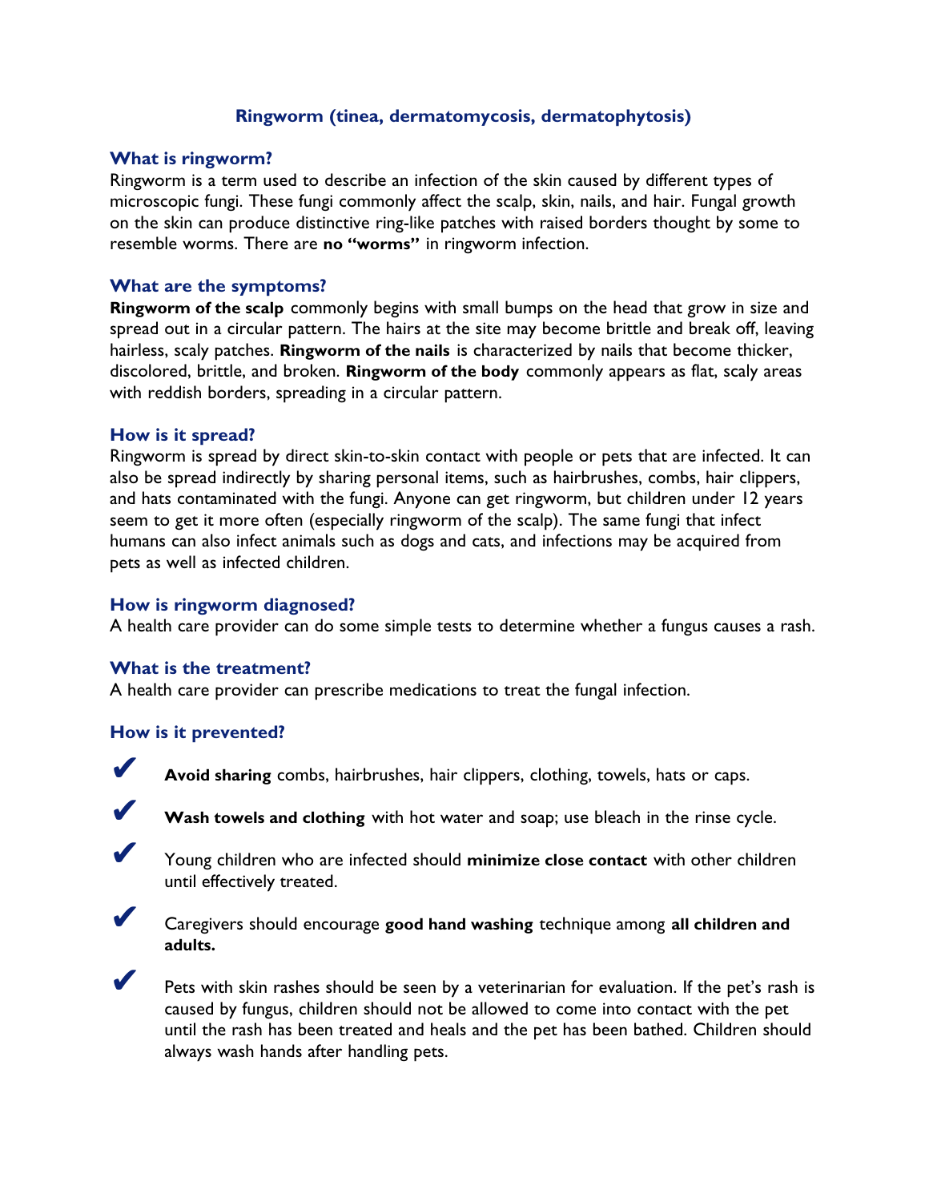# Ringworm (tinea, dermatomycosis, dermatophytosis)

## What is ringworm?

Ringworm is a term used to describe an infection of the skin caused by different types of microscopic fungi. These fungi commonly affect the scalp, skin, nails, and hair. Fungal growth on the skin can produce distinctive ring-like patches with raised borders thought by some to resemble worms. There are **no "worms"** in ringworm infection.

## What are the symptoms?

**Ringworm of the scalp** commonly begins with small bumps on the head that grow in size and spread out in a circular pattern. The hairs at the site may become brittle and break off, leaving hairless, scaly patches. **Ringworm of the nails** is characterized by nails that become thicker, discolored, brittle, and broken. **Ringworm of the body** commonly appears as flat, scaly areas with reddish borders, spreading in a circular pattern.

## How is it spread?

Ringworm is spread by direct skin-to-skin contact with people or pets that are infected. It can also be spread indirectly by sharing personal items, such as hairbrushes, combs, hair clippers, and hats contaminated with the fungi. Anyone can get ringworm, but children under 12 years seem to get it more often (especially ringworm of the scalp). The same fungi that infect humans can also infect animals such as dogs and cats, and infections may be acquired from pets as well as infected children.

## How is ringworm diagnosed?

A health care provider can do some simple tests to determine whether a fungus causes a rash.

## What is the treatment?

A health care provider can prescribe medications to treat the fungal infection.

## How is it prevented?

- ✔ **Avoid sharing** combs, hairbrushes, hair clippers, clothing, towels, hats or caps.
- ✔ **Wash towels and clothing** with hot water and soap; use bleach in the rinse cycle.
- ✔ Young children who are infected should **minimize close contact** with other children until effectively treated.
- ✔ Caregivers should encourage **good hand washing** technique among **all children and adults.**
- ✔ Pets with skin rashes should be seen by a veterinarian for evaluation. If the pet's rash is caused by fungus, children should not be allowed to come into contact with the pet until the rash has been treated and heals and the pet has been bathed. Children should always wash hands after handling pets.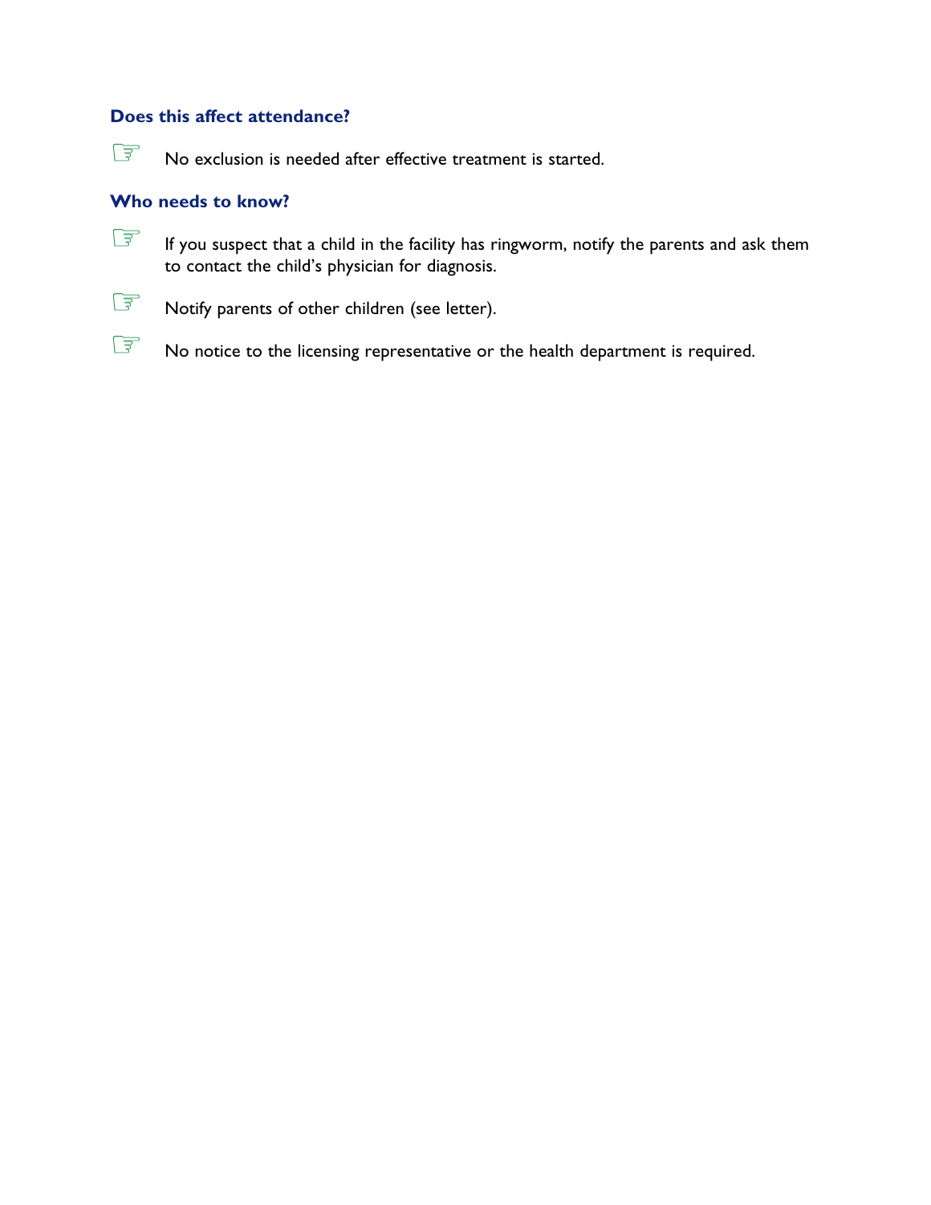### Does this affect attendance?

- No exclusion is needed after effective treatment is started.

### Who needs to know?

- If you suspect that a child in the facility has ringworm, notify the parents and ask them to contact the child's physician for diagnosis.
- Notify parents of other children (see letter).
- No notice to the licensing representative or the health department is required.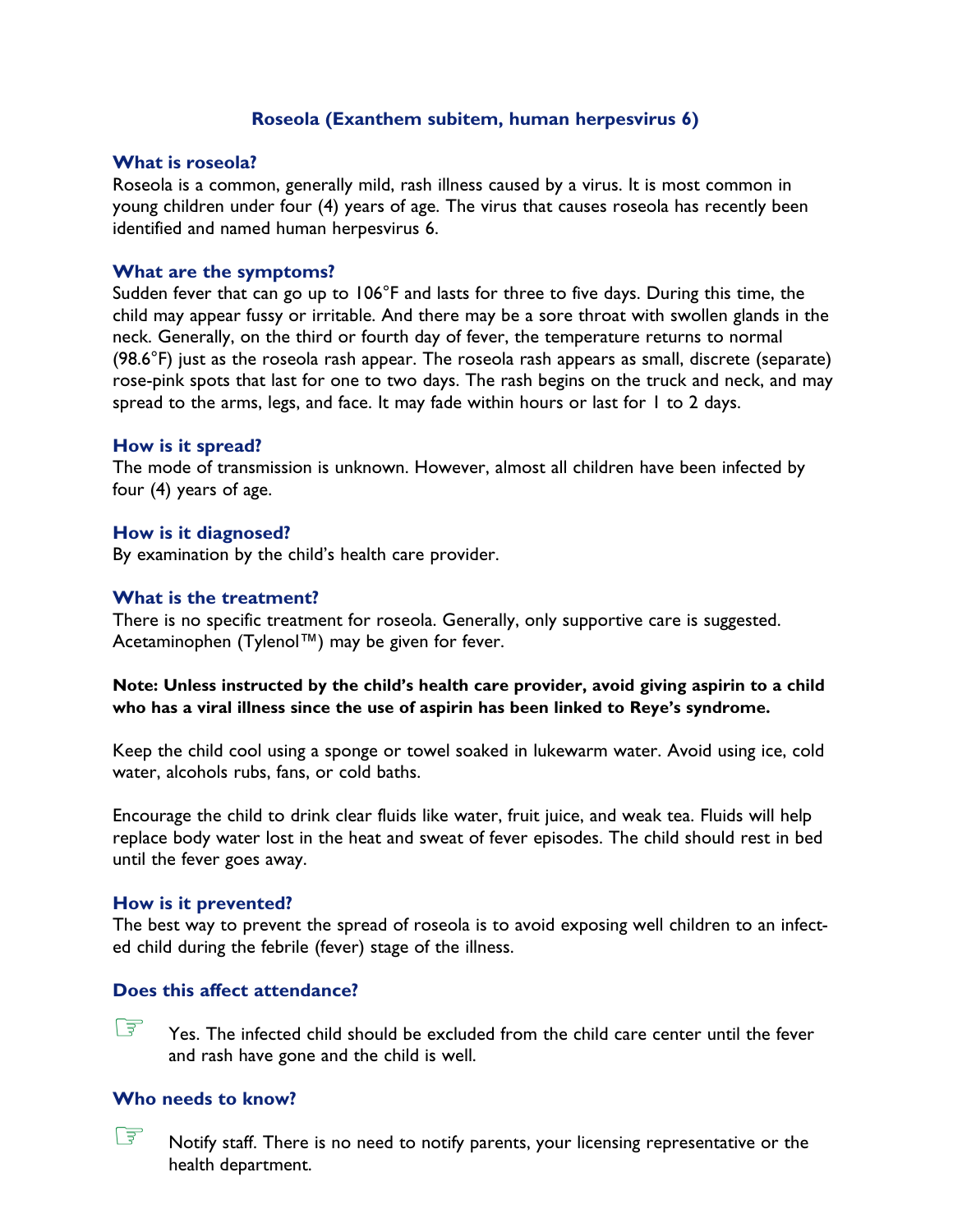# Roseola (Exanthem subitem, human herpesvirus 6)

### What is roseola?

Roseola is a common, generally mild, rash illness caused by a virus. It is most common in young children under four (4) years of age. The virus that causes roseola has recently been identified and named human herpesvirus 6.

### What are the symptoms?

Sudden fever that can go up to 106°F and lasts for three to five days. During this time, the child may appear fussy or irritable. And there may be a sore throat with swollen glands in the neck. Generally, on the third or fourth day of fever, the temperature returns to normal (98.6°F) just as the roseola rash appear. The roseola rash appears as small, discrete (separate) rose-pink spots that last for one to two days. The rash begins on the truck and neck, and may spread to the arms, legs, and face. It may fade within hours or last for 1 to 2 days.

### How is it spread?

The mode of transmission is unknown. However, almost all children have been infected by four (4) years of age.

### How is it diagnosed?

By examination by the child's health care provider.

### What is the treatment?

There is no specific treatment for roseola. Generally, only supportive care is suggested. Acetaminophen (Tylenol™) may be given for fever.

**Note: Unless instructed by the child's health care provider, avoid giving aspirin to a child who has a viral illness since the use of aspirin has been linked to Reye's syndrome.**

Keep the child cool using a sponge or towel soaked in lukewarm water. Avoid using ice, cold water, alcohols rubs, fans, or cold baths.

Encourage the child to drink clear fluids like water, fruit juice, and weak tea. Fluids will help replace body water lost in the heat and sweat of fever episodes. The child should rest in bed until the fever goes away.

### How is it prevented?

The best way to prevent the spread of roseola is to avoid exposing well children to an infected child during the febrile (fever) stage of the illness.

### Does this affect attendance?

☞ Yes. The infected child should be excluded from the child care center until the fever and rash have gone and the child is well.

### Who needs to know?

☞ Notify staff. There is no need to notify parents, your licensing representative or the health department.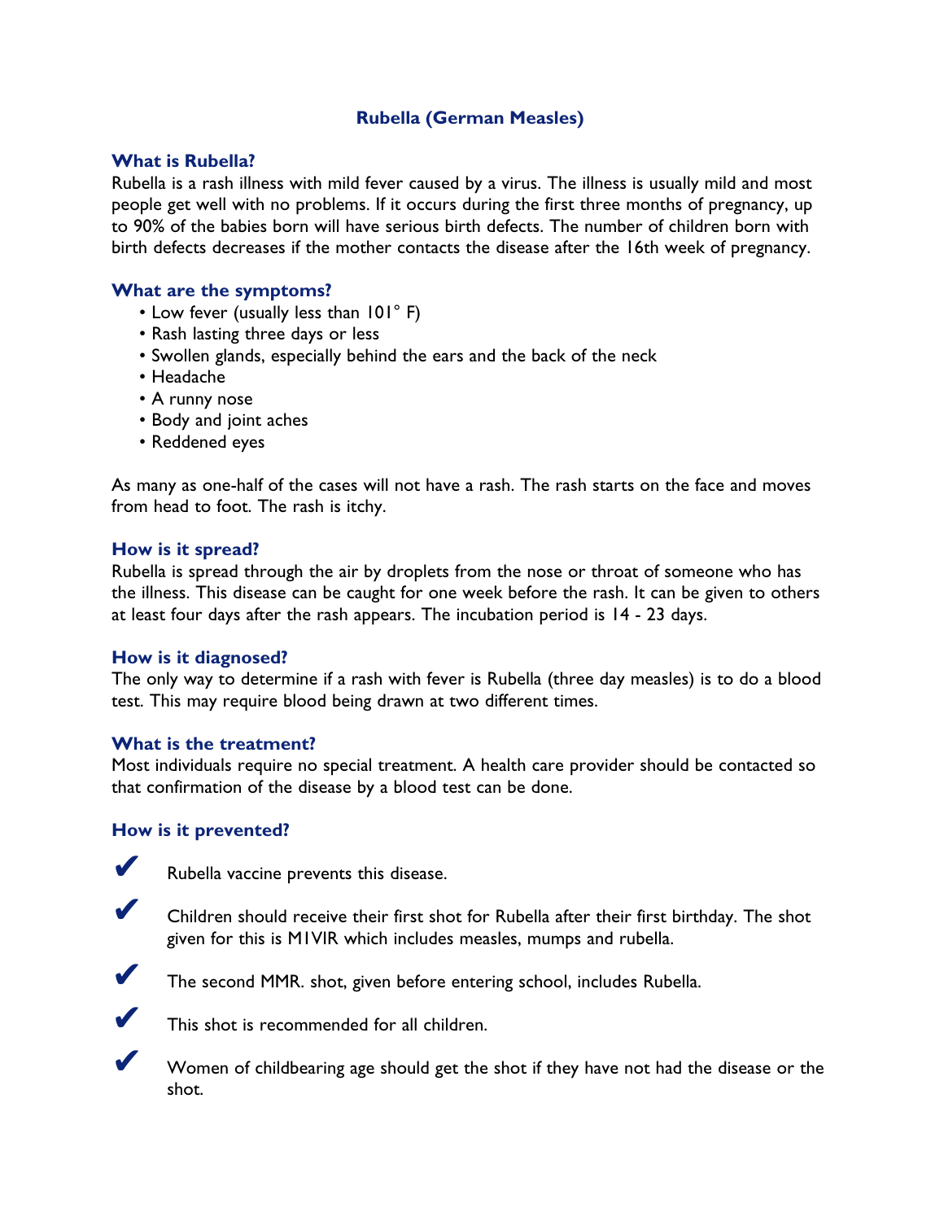# Rubella (German Measles)

## What is Rubella?

Rubella is a rash illness with mild fever caused by a virus. The illness is usually mild and most people get well with no problems. If it occurs during the first three months of pregnancy, up to 90% of the babies born will have serious birth defects. The number of children born with birth defects decreases if the mother contacts the disease after the 16th week of pregnancy.

## What are the symptoms?

- Low fever (usually less than 101° F)
- Rash lasting three days or less
- Swollen glands, especially behind the ears and the back of the neck
- Headache
- A runny nose
- Body and joint aches
- Reddened eyes

As many as one-half of the cases will not have a rash. The rash starts on the face and moves from head to foot. The rash is itchy.

## How is it spread?

Rubella is spread through the air by droplets from the nose or throat of someone who has the illness. This disease can be caught for one week before the rash. It can be given to others at least four days after the rash appears. The incubation period is 14 - 23 days.

## How is it diagnosed?

The only way to determine if a rash with fever is Rubella (three day measles) is to do a blood test. This may require blood being drawn at two different times.

## What is the treatment?

Most individuals require no special treatment. A health care provider should be contacted so that confirmation of the disease by a blood test can be done.

## How is it prevented?

- ✔ Rubella vaccine prevents this disease.
- ✔ Children should receive their first shot for Rubella after their first birthday. The shot given for this is M1VIR which includes measles, mumps and rubella.
- ✔ The second MMR. shot, given before entering school, includes Rubella.
- ✔ This shot is recommended for all children.
- ✔ Women of childbearing age should get the shot if they have not had the disease or the shot.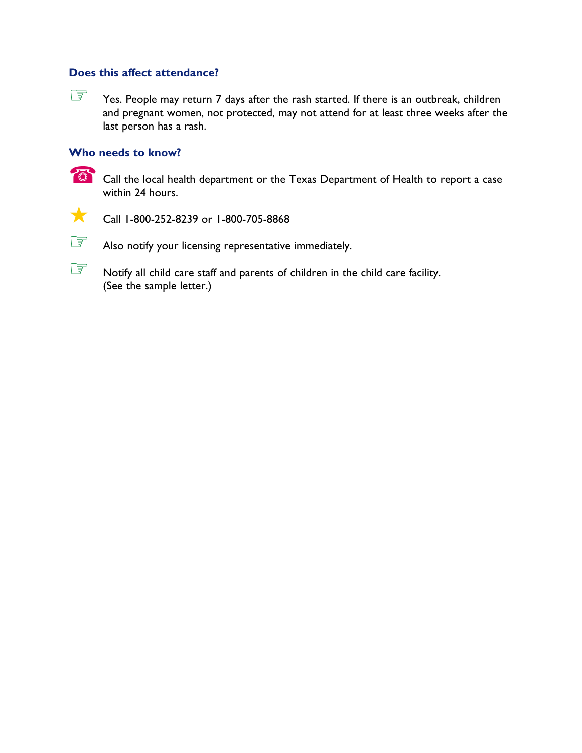### Does this affect attendance?

☞ Yes. People may return 7 days after the rash started. If there is an outbreak, children and pregnant women, not protected, may not attend for at least three weeks after the last person has a rash.

### Who needs to know?

☎ Call the local health department or the Texas Department of Health to report a case within 24 hours.

★ Call 1-800-252-8239 or 1-800-705-8868

☞ Also notify your licensing representative immediately.

☞ Notify all child care staff and parents of children in the child care facility. (See the sample letter.)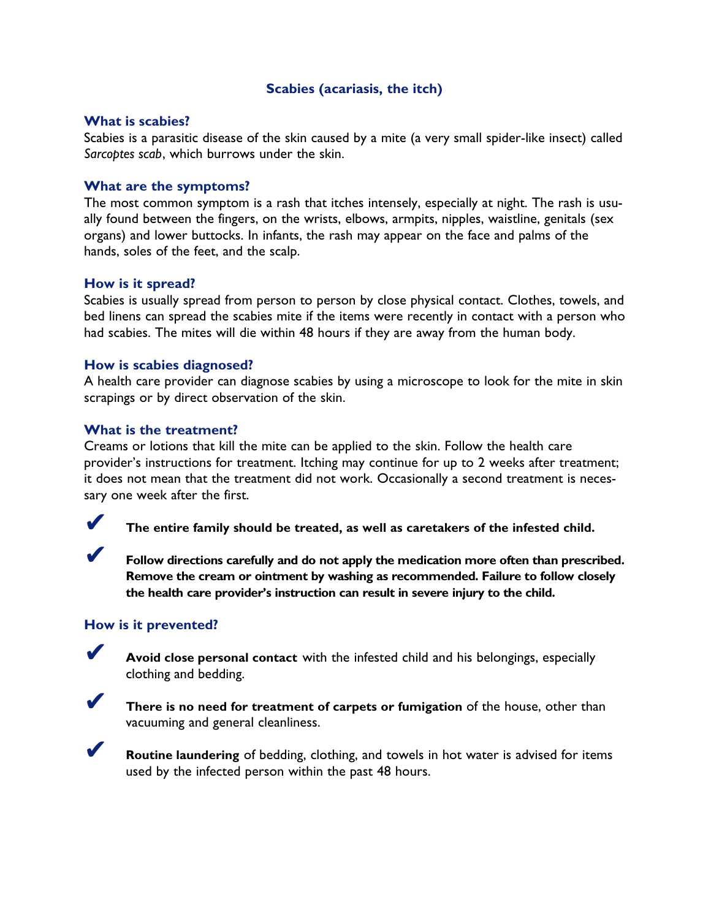# Scabies (acariasis, the itch)

## What is scabies?

Scabies is a parasitic disease of the skin caused by a mite (a very small spider-like insect) called *Sarcoptes scab*, which burrows under the skin.

## What are the symptoms?

The most common symptom is a rash that itches intensely, especially at night. The rash is usually found between the fingers, on the wrists, elbows, armpits, nipples, waistline, genitals (sex organs) and lower buttocks. In infants, the rash may appear on the face and palms of the hands, soles of the feet, and the scalp.

## How is it spread?

Scabies is usually spread from person to person by close physical contact. Clothes, towels, and bed linens can spread the scabies mite if the items were recently in contact with a person who had scabies. The mites will die within 48 hours if they are away from the human body.

## How is scabies diagnosed?

A health care provider can diagnose scabies by using a microscope to look for the mite in skin scrapings or by direct observation of the skin.

## What is the treatment?

Creams or lotions that kill the mite can be applied to the skin. Follow the health care provider's instructions for treatment. Itching may continue for up to 2 weeks after treatment; it does not mean that the treatment did not work. Occasionally a second treatment is necessary one week after the first.

- ✔ **The entire family should be treated, as well as caretakers of the infested child.**
- ✔ **Follow directions carefully and do not apply the medication more often than prescribed. Remove the cream or ointment by washing as recommended. Failure to follow closely the health care provider's instruction can result in severe injury to the child.**

## How is it prevented?

- ✔ **Avoid close personal contact** with the infested child and his belongings, especially clothing and bedding.
- ✔ **There is no need for treatment of carpets or fumigation** of the house, other than vacuuming and general cleanliness.
- ✔ **Routine laundering** of bedding, clothing, and towels in hot water is advised for items used by the infected person within the past 48 hours.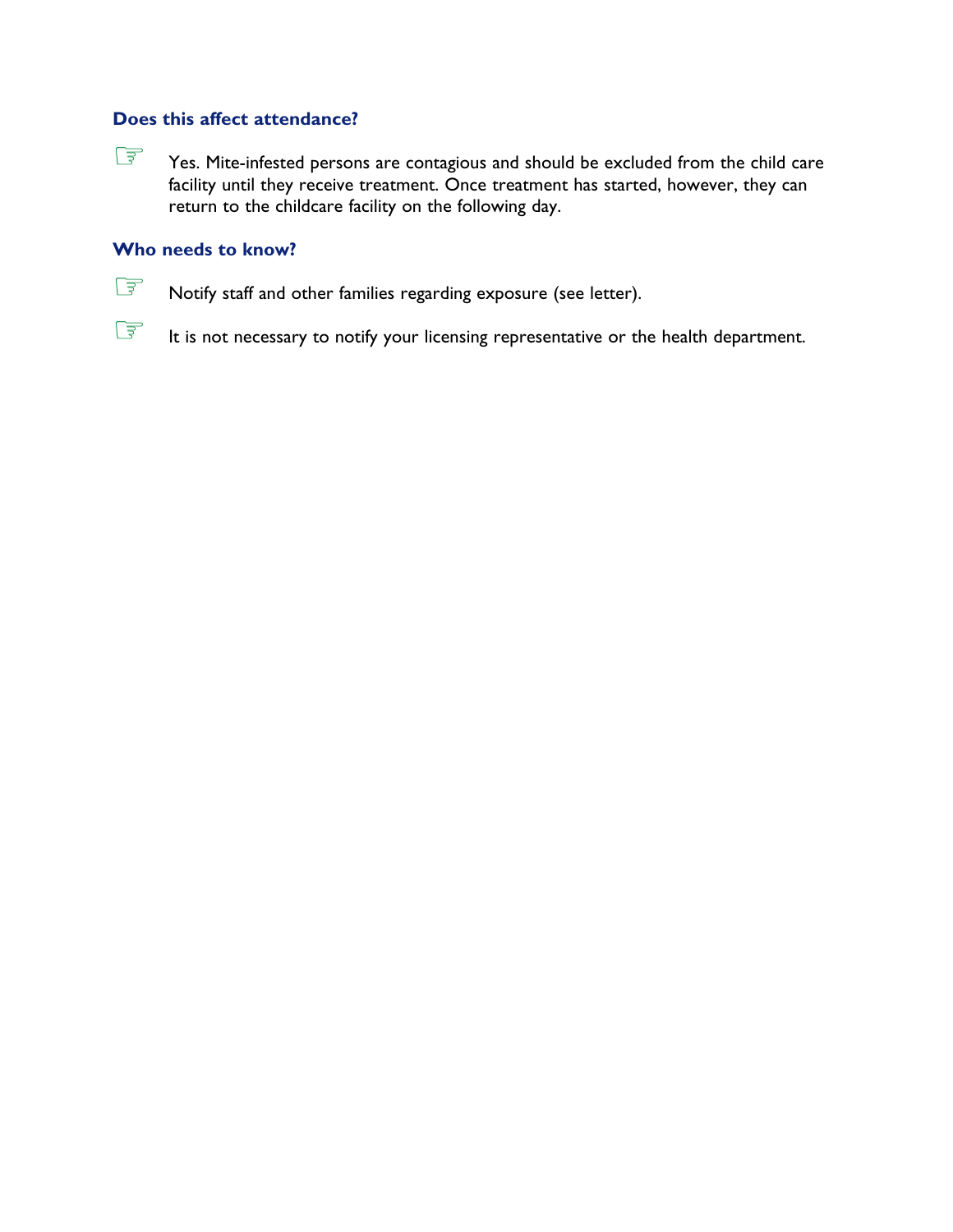### Does this affect attendance?

☞ Yes. Mite-infested persons are contagious and should be excluded from the child care facility until they receive treatment. Once treatment has started, however, they can return to the childcare facility on the following day.

### Who needs to know?

☞ Notify staff and other families regarding exposure (see letter).

☞ It is not necessary to notify your licensing representative or the health department.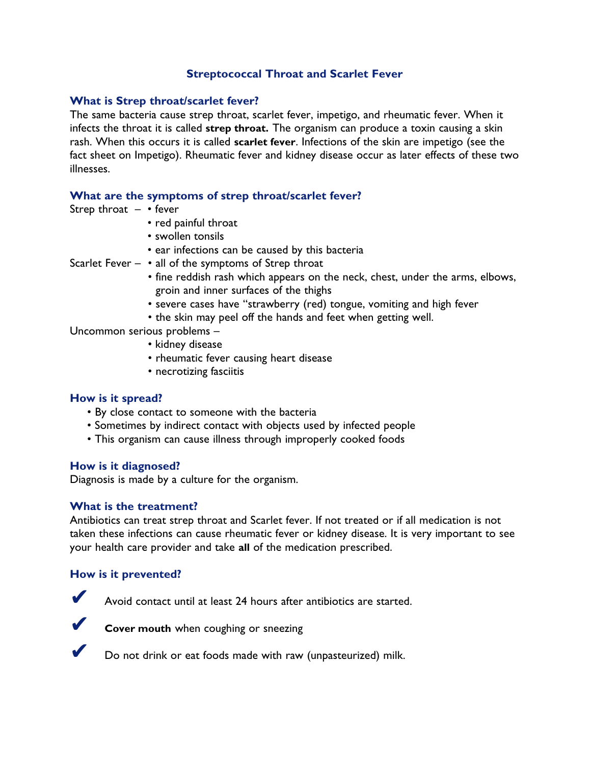## Streptococcal Throat and Scarlet Fever

### What is Strep throat/scarlet fever?

The same bacteria cause strep throat, scarlet fever, impetigo, and rheumatic fever. When it infects the throat it is called **strep throat.** The organism can produce a toxin causing a skin rash. When this occurs it is called **scarlet fever**. Infections of the skin are impetigo (see the fact sheet on Impetigo). Rheumatic fever and kidney disease occur as later effects of these two illnesses.

### What are the symptoms of strep throat/scarlet fever?

Strep throat –
- fever
- red painful throat
- swollen tonsils
- ear infections can be caused by this bacteria

Scarlet Fever –
- all of the symptoms of Strep throat
- fine reddish rash which appears on the neck, chest, under the arms, elbows, groin and inner surfaces of the thighs
- severe cases have "strawberry (red) tongue, vomiting and high fever
- the skin may peel off the hands and feet when getting well.

Uncommon serious problems –
- kidney disease
- rheumatic fever causing heart disease
- necrotizing fasciitis

### How is it spread?

- By close contact to someone with the bacteria
- Sometimes by indirect contact with objects used by infected people
- This organism can cause illness through improperly cooked foods

### How is it diagnosed?

Diagnosis is made by a culture for the organism.

### What is the treatment?

Antibiotics can treat strep throat and Scarlet fever. If not treated or if all medication is not taken these infections can cause rheumatic fever or kidney disease. It is very important to see your health care provider and take **all** of the medication prescribed.

### How is it prevented?

- ✔ Avoid contact until at least 24 hours after antibiotics are started.
- ✔ **Cover mouth** when coughing or sneezing
- ✔ Do not drink or eat foods made with raw (unpasteurized) milk.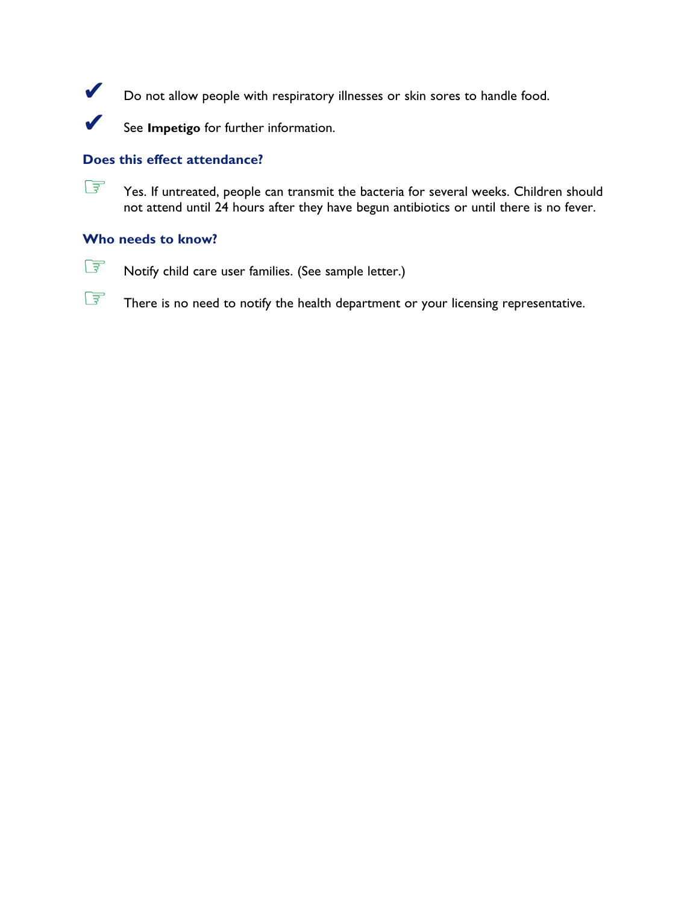- ✔ Do not allow people with respiratory illnesses or skin sores to handle food.
- ✔ See **Impetigo** for further information.

### Does this effect attendance?

- ☞ Yes. If untreated, people can transmit the bacteria for several weeks. Children should not attend until 24 hours after they have begun antibiotics or until there is no fever.

### Who needs to know?

- ☞ Notify child care user families. (See sample letter.)
- ☞ There is no need to notify the health department or your licensing representative.